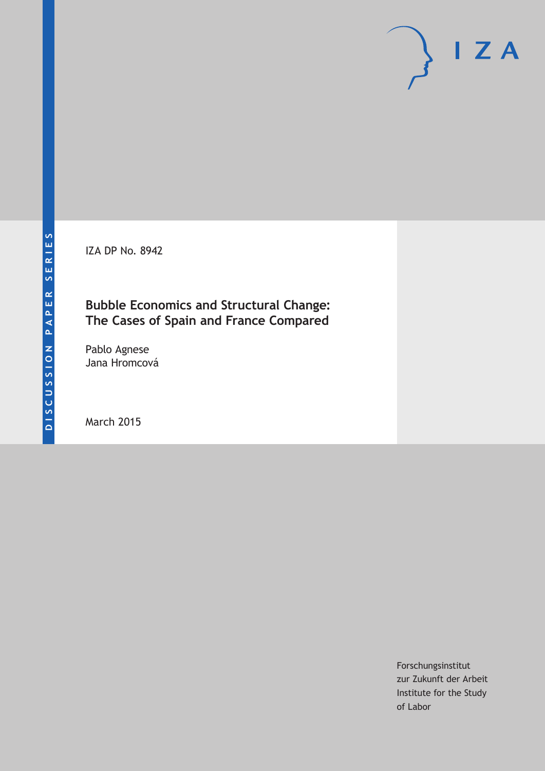DISCUSSION PAPER SERIES

IZA

IZA DP No. 8942

# Bubble Economics and Structural Change: The Cases of Spain and France Compared

Pablo Agnese
Jana Hromcová

March 2015

Forschungsinstitut
zur Zukunft der Arbeit
Institute for the Study
of Labor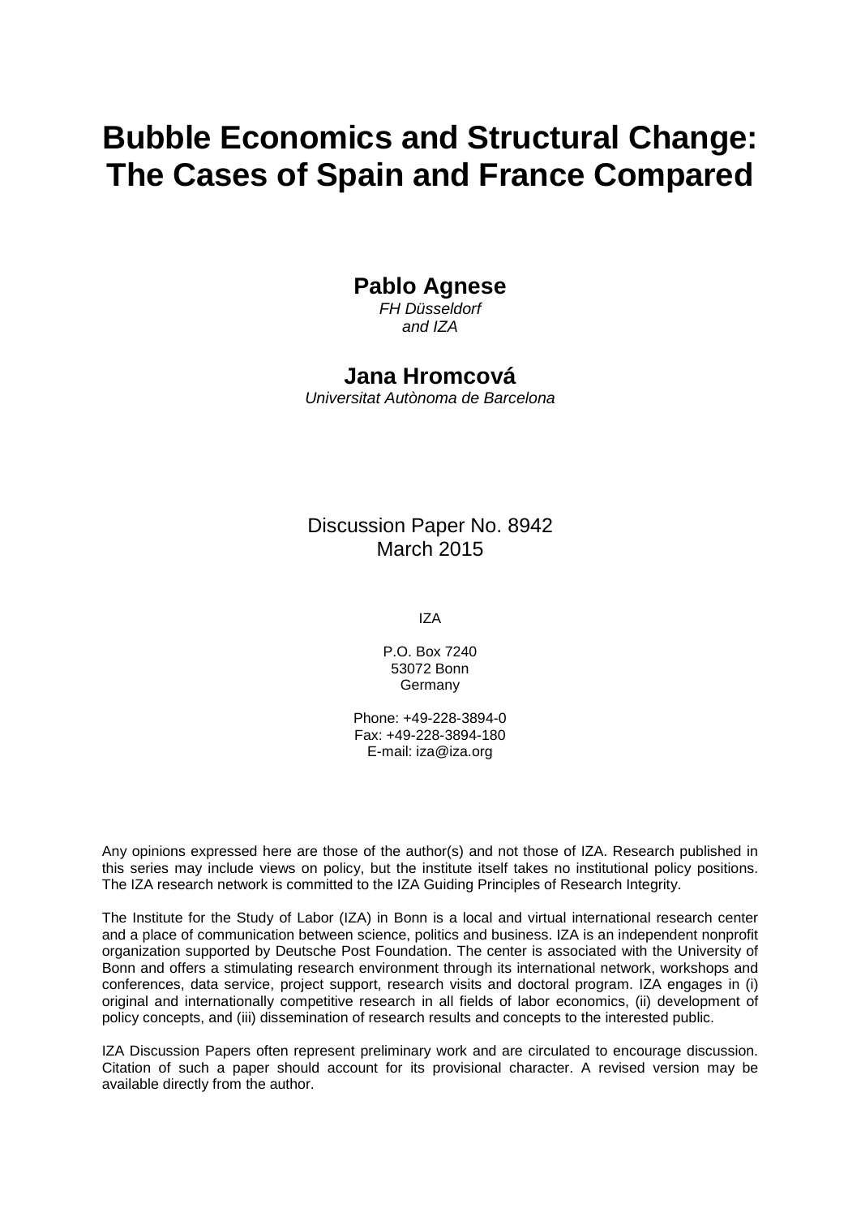# Bubble Economics and Structural Change: The Cases of Spain and France Compared

**Pablo Agnese**
*FH Düsseldorf and IZA*

**Jana Hromcová**
*Universitat Autònoma de Barcelona*

Discussion Paper No. 8942
March 2015

IZA

P.O. Box 7240
53072 Bonn
Germany

Phone: +49-228-3894-0
Fax: +49-228-3894-180
E-mail: iza@iza.org

Any opinions expressed here are those of the author(s) and not those of IZA. Research published in this series may include views on policy, but the institute itself takes no institutional policy positions. The IZA research network is committed to the IZA Guiding Principles of Research Integrity.

The Institute for the Study of Labor (IZA) in Bonn is a local and virtual international research center and a place of communication between science, politics and business. IZA is an independent nonprofit organization supported by Deutsche Post Foundation. The center is associated with the University of Bonn and offers a stimulating research environment through its international network, workshops and conferences, data service, project support, research visits and doctoral program. IZA engages in (i) original and internationally competitive research in all fields of labor economics, (ii) development of policy concepts, and (iii) dissemination of research results and concepts to the interested public.

IZA Discussion Papers often represent preliminary work and are circulated to encourage discussion. Citation of such a paper should account for its provisional character. A revised version may be available directly from the author.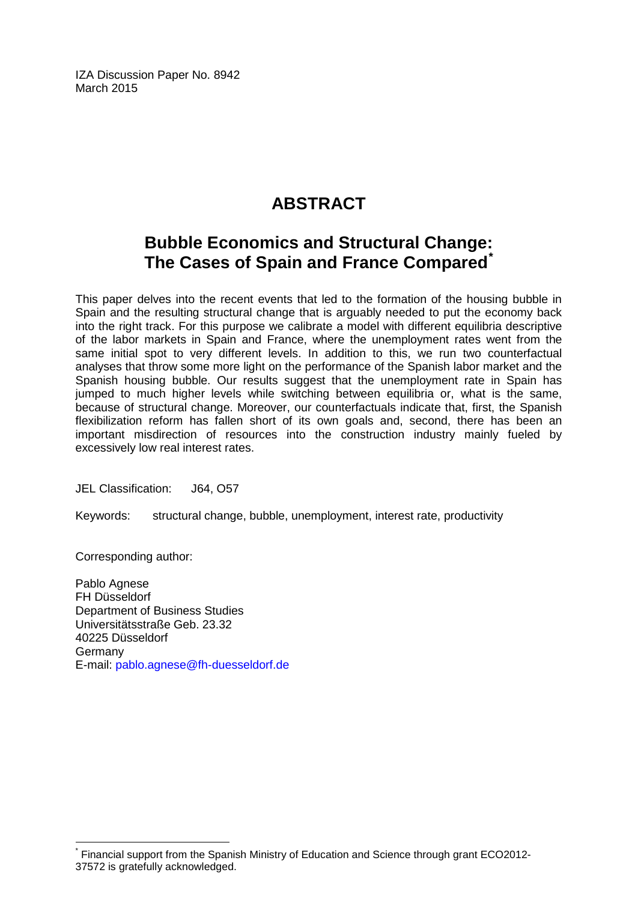IZA Discussion Paper No. 8942
March 2015

# ABSTRACT

## Bubble Economics and Structural Change: The Cases of Spain and France Compared*

This paper delves into the recent events that led to the formation of the housing bubble in Spain and the resulting structural change that is arguably needed to put the economy back into the right track. For this purpose we calibrate a model with different equilibria descriptive of the labor markets in Spain and France, where the unemployment rates went from the same initial spot to very different levels. In addition to this, we run two counterfactual analyses that throw some more light on the performance of the Spanish labor market and the Spanish housing bubble. Our results suggest that the unemployment rate in Spain has jumped to much higher levels while switching between equilibria or, what is the same, because of structural change. Moreover, our counterfactuals indicate that, first, the Spanish flexibilization reform has fallen short of its own goals and, second, there has been an important misdirection of resources into the construction industry mainly fueled by excessively low real interest rates.

JEL Classification: J64, O57

Keywords: structural change, bubble, unemployment, interest rate, productivity

Corresponding author:

Pablo Agnese
FH Düsseldorf
Department of Business Studies
Universitätsstraße Geb. 23.32
40225 Düsseldorf
Germany
E-mail: pablo.agnese@fh-duesseldorf.de

* Financial support from the Spanish Ministry of Education and Science through grant ECO2012-37572 is gratefully acknowledged.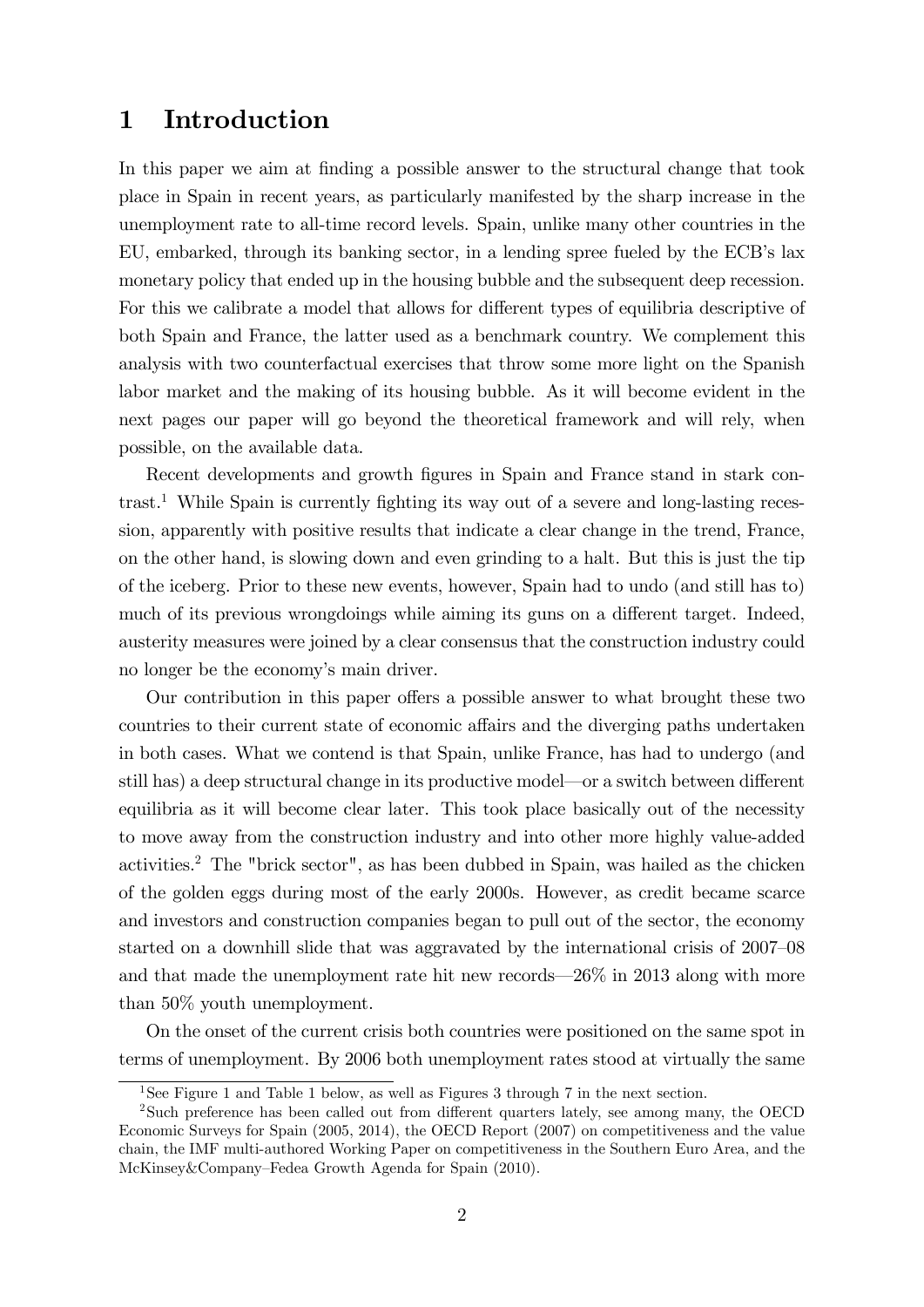# 1 Introduction

In this paper we aim at finding a possible answer to the structural change that took place in Spain in recent years, as particularly manifested by the sharp increase in the unemployment rate to all-time record levels. Spain, unlike many other countries in the EU, embarked, through its banking sector, in a lending spree fueled by the ECB's lax monetary policy that ended up in the housing bubble and the subsequent deep recession. For this we calibrate a model that allows for different types of equilibria descriptive of both Spain and France, the latter used as a benchmark country. We complement this analysis with two counterfactual exercises that throw some more light on the Spanish labor market and the making of its housing bubble. As it will become evident in the next pages our paper will go beyond the theoretical framework and will rely, when possible, on the available data.

Recent developments and growth figures in Spain and France stand in stark contrast.[1] While Spain is currently fighting its way out of a severe and long-lasting recession, apparently with positive results that indicate a clear change in the trend, France, on the other hand, is slowing down and even grinding to a halt. But this is just the tip of the iceberg. Prior to these new events, however, Spain had to undo (and still has to) much of its previous wrongdoings while aiming its guns on a different target. Indeed, austerity measures were joined by a clear consensus that the construction industry could no longer be the economy's main driver.

Our contribution in this paper offers a possible answer to what brought these two countries to their current state of economic affairs and the diverging paths undertaken in both cases. What we contend is that Spain, unlike France, has had to undergo (and still has) a deep structural change in its productive model—or a switch between different equilibria as it will become clear later. This took place basically out of the necessity to move away from the construction industry and into other more highly value-added activities.[2] The "brick sector", as has been dubbed in Spain, was hailed as the chicken of the golden eggs during most of the early 2000s. However, as credit became scarce and investors and construction companies began to pull out of the sector, the economy started on a downhill slide that was aggravated by the international crisis of 2007–08 and that made the unemployment rate hit new records—26% in 2013 along with more than 50% youth unemployment.

On the onset of the current crisis both countries were positioned on the same spot in terms of unemployment. By 2006 both unemployment rates stood at virtually the same

[1] See Figure 1 and Table 1 below, as well as Figures 3 through 7 in the next section.

[2] Such preference has been called out from different quarters lately, see among many, the OECD Economic Surveys for Spain (2005, 2014), the OECD Report (2007) on competitiveness and the value chain, the IMF multi-authored Working Paper on competitiveness in the Southern Euro Area, and the McKinsey&Company–Fedea Growth Agenda for Spain (2010).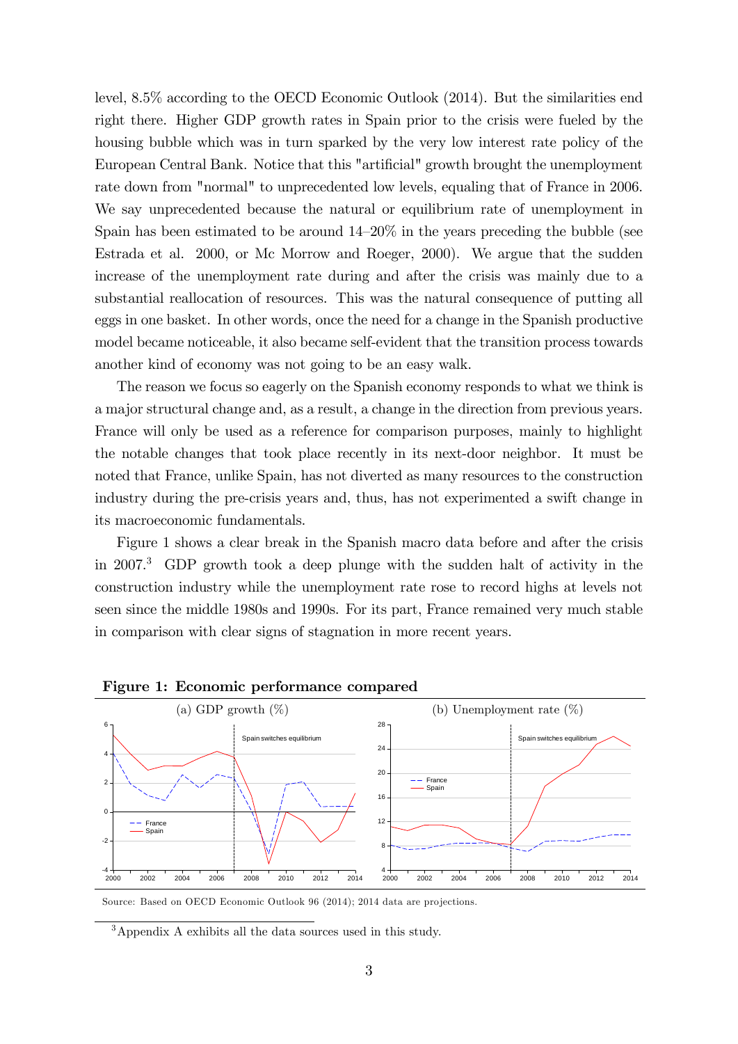level, 8.5% according to the OECD Economic Outlook (2014). But the similarities end right there. Higher GDP growth rates in Spain prior to the crisis were fueled by the housing bubble which was in turn sparked by the very low interest rate policy of the European Central Bank. Notice that this "artificial" growth brought the unemployment rate down from "normal" to unprecedented low levels, equaling that of France in 2006. We say unprecedented because the natural or equilibrium rate of unemployment in Spain has been estimated to be around 14–20% in the years preceding the bubble (see Estrada et al. 2000, or Mc Morrow and Roeger, 2000). We argue that the sudden increase of the unemployment rate during and after the crisis was mainly due to a substantial reallocation of resources. This was the natural consequence of putting all eggs in one basket. In other words, once the need for a change in the Spanish productive model became noticeable, it also became self-evident that the transition process towards another kind of economy was not going to be an easy walk.

The reason we focus so eagerly on the Spanish economy responds to what we think is a major structural change and, as a result, a change in the direction from previous years. France will only be used as a reference for comparison purposes, mainly to highlight the notable changes that took place recently in its next-door neighbor. It must be noted that France, unlike Spain, has not diverted as many resources to the construction industry during the pre-crisis years and, thus, has not experimented a swift change in its macroeconomic fundamentals.

Figure 1 shows a clear break in the Spanish macro data before and after the crisis in 2007.[3] GDP growth took a deep plunge with the sudden halt of activity in the construction industry while the unemployment rate rose to record highs at levels not seen since the middle 1980s and 1990s. For its part, France remained very much stable in comparison with clear signs of stagnation in more recent years.

**Figure 1: Economic performance compared**

(a) GDP growth (%) (b) Unemployment rate (%)

Source: Based on OECD Economic Outlook 96 (2014); 2014 data are projections.

[3] Appendix A exhibits all the data sources used in this study.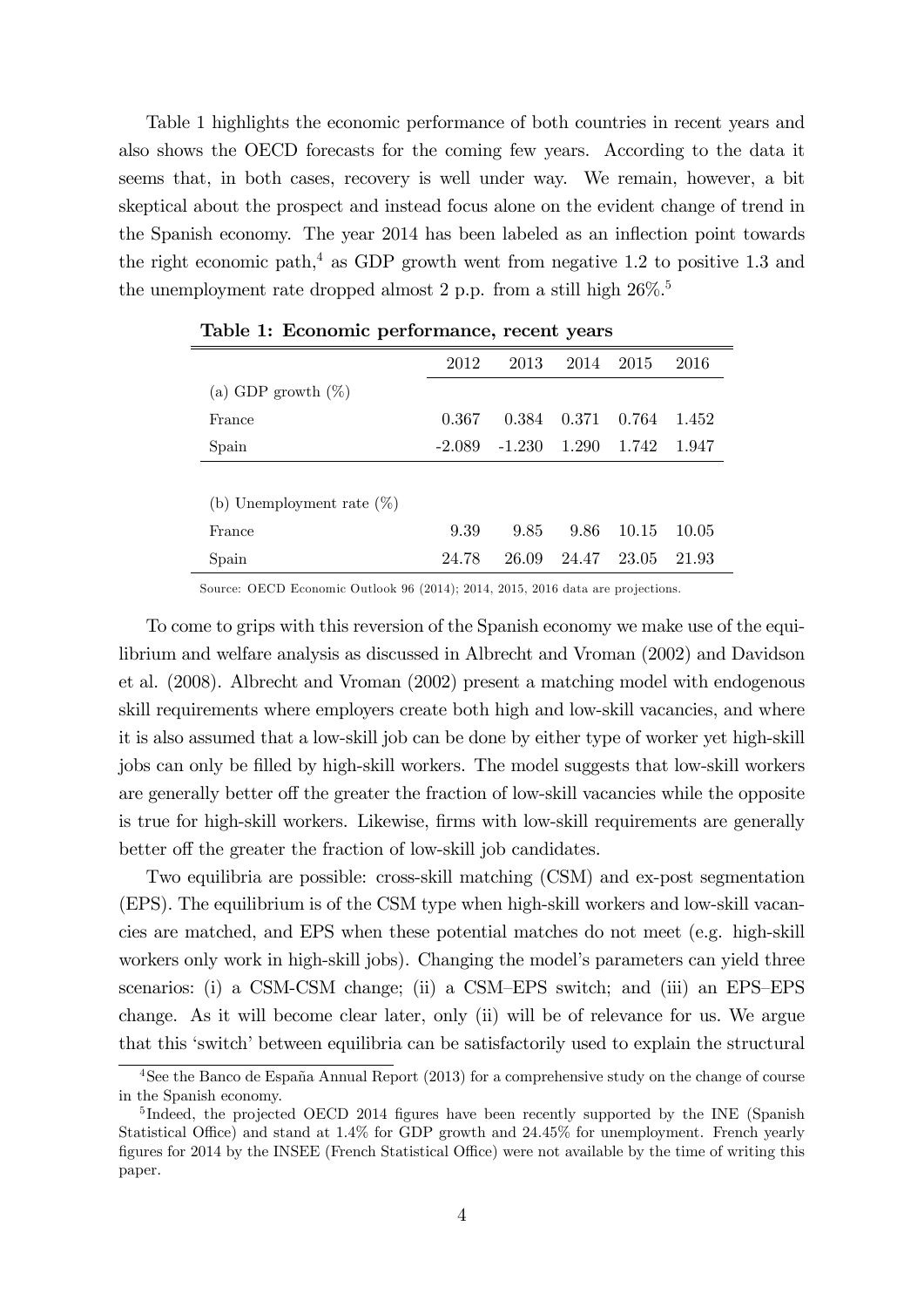Table 1 highlights the economic performance of both countries in recent years and also shows the OECD forecasts for the coming few years. According to the data it seems that, in both cases, recovery is well under way. We remain, however, a bit skeptical about the prospect and instead focus alone on the evident change of trend in the Spanish economy. The year 2014 has been labeled as an inflection point towards the right economic path,[4] as GDP growth went from negative 1.2 to positive 1.3 and the unemployment rate dropped almost 2 p.p. from a still high 26%.[5]

**Table 1: Economic performance, recent years**

| | 2012 | 2013 | 2014 | 2015 | 2016 |
|---|---|---|---|---|---|
| (a) GDP growth (%) | | | | | |
| France | 0.367 | 0.384 | 0.371 | 0.764 | 1.452 |
| Spain | -2.089 | -1.230 | 1.290 | 1.742 | 1.947 |
| | | | | | |
| (b) Unemployment rate (%) | | | | | |
| France | 9.39 | 9.85 | 9.86 | 10.15 | 10.05 |
| Spain | 24.78 | 26.09 | 24.47 | 23.05 | 21.93 |

Source: OECD Economic Outlook 96 (2014); 2014, 2015, 2016 data are projections.

To come to grips with this reversion of the Spanish economy we make use of the equilibrium and welfare analysis as discussed in Albrecht and Vroman (2002) and Davidson et al. (2008). Albrecht and Vroman (2002) present a matching model with endogenous skill requirements where employers create both high and low-skill vacancies, and where it is also assumed that a low-skill job can be done by either type of worker yet high-skill jobs can only be filled by high-skill workers. The model suggests that low-skill workers are generally better off the greater the fraction of low-skill vacancies while the opposite is true for high-skill workers. Likewise, firms with low-skill requirements are generally better off the greater the fraction of low-skill job candidates.

Two equilibria are possible: cross-skill matching (CSM) and ex-post segmentation (EPS). The equilibrium is of the CSM type when high-skill workers and low-skill vacancies are matched, and EPS when these potential matches do not meet (e.g. high-skill workers only work in high-skill jobs). Changing the model's parameters can yield three scenarios: (i) a CSM-CSM change; (ii) a CSM–EPS switch; and (iii) an EPS–EPS change. As it will become clear later, only (ii) will be of relevance for us. We argue that this 'switch' between equilibria can be satisfactorily used to explain the structural

[4] See the Banco de España Annual Report (2013) for a comprehensive study on the change of course in the Spanish economy.

[5] Indeed, the projected OECD 2014 figures have been recently supported by the INE (Spanish Statistical Office) and stand at 1.4% for GDP growth and 24.45% for unemployment. French yearly figures for 2014 by the INSEE (French Statistical Office) were not available by the time of writing this paper.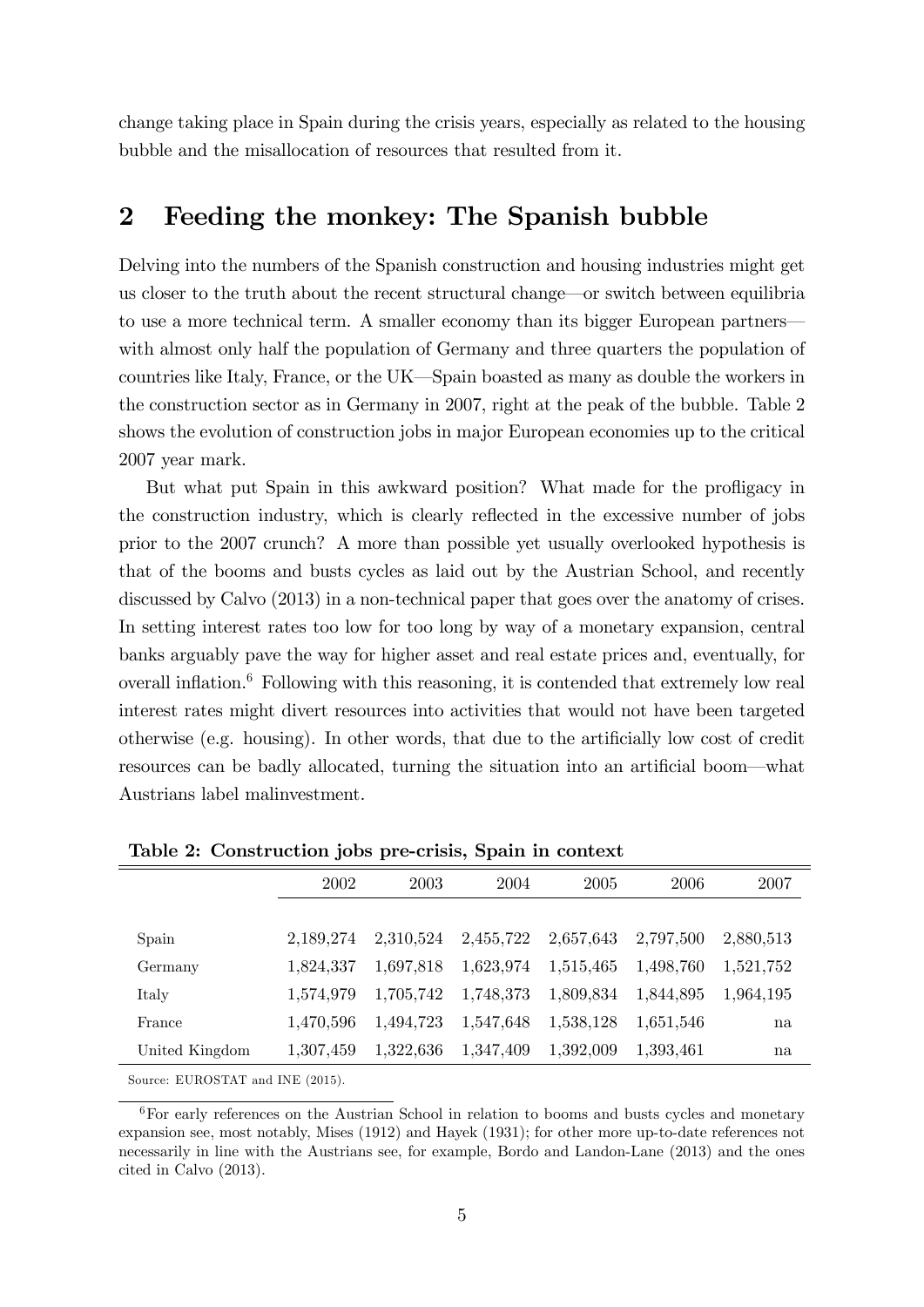change taking place in Spain during the crisis years, especially as related to the housing bubble and the misallocation of resources that resulted from it.

## 2 Feeding the monkey: The Spanish bubble

Delving into the numbers of the Spanish construction and housing industries might get us closer to the truth about the recent structural change—or switch between equilibria to use a more technical term. A smaller economy than its bigger European partners—with almost only half the population of Germany and three quarters the population of countries like Italy, France, or the UK—Spain boasted as many as double the workers in the construction sector as in Germany in 2007, right at the peak of the bubble. Table 2 shows the evolution of construction jobs in major European economies up to the critical 2007 year mark.

But what put Spain in this awkward position? What made for the profligacy in the construction industry, which is clearly reflected in the excessive number of jobs prior to the 2007 crunch? A more than possible yet usually overlooked hypothesis is that of the booms and busts cycles as laid out by the Austrian School, and recently discussed by Calvo (2013) in a non-technical paper that goes over the anatomy of crises. In setting interest rates too low for too long by way of a monetary expansion, central banks arguably pave the way for higher asset and real estate prices and, eventually, for overall inflation.[6] Following with this reasoning, it is contended that extremely low real interest rates might divert resources into activities that would not have been targeted otherwise (e.g. housing). In other words, that due to the artificially low cost of credit resources can be badly allocated, turning the situation into an artificial boom—what Austrians label malinvestment.

**Table 2: Construction jobs pre-crisis, Spain in context**

| | 2002 | 2003 | 2004 | 2005 | 2006 | 2007 |
|---|---|---|---|---|---|---|
| Spain | 2,189,274 | 2,310,524 | 2,455,722 | 2,657,643 | 2,797,500 | 2,880,513 |
| Germany | 1,824,337 | 1,697,818 | 1,623,974 | 1,515,465 | 1,498,760 | 1,521,752 |
| Italy | 1,574,979 | 1,705,742 | 1,748,373 | 1,809,834 | 1,844,895 | 1,964,195 |
| France | 1,470,596 | 1,494,723 | 1,547,648 | 1,538,128 | 1,651,546 | na |
| United Kingdom | 1,307,459 | 1,322,636 | 1,347,409 | 1,392,009 | 1,393,461 | na |

Source: EUROSTAT and INE (2015).

[6] For early references on the Austrian School in relation to booms and busts cycles and monetary expansion see, most notably, Mises (1912) and Hayek (1931); for other more up-to-date references not necessarily in line with the Austrians see, for example, Bordo and Landon-Lane (2013) and the ones cited in Calvo (2013).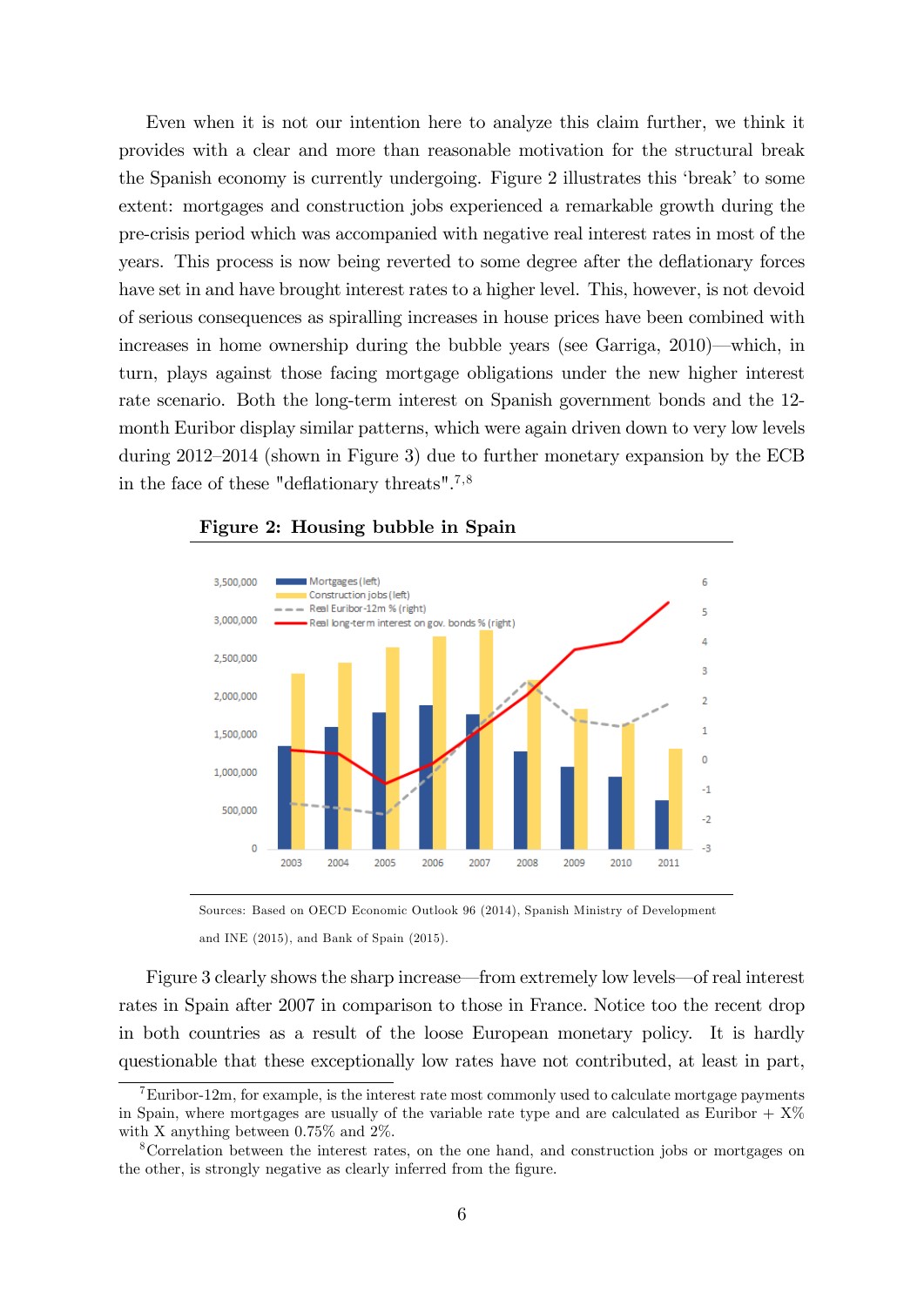Even when it is not our intention here to analyze this claim further, we think it provides with a clear and more than reasonable motivation for the structural break the Spanish economy is currently undergoing. Figure 2 illustrates this 'break' to some extent: mortgages and construction jobs experienced a remarkable growth during the pre-crisis period which was accompanied with negative real interest rates in most of the years. This process is now being reverted to some degree after the deflationary forces have set in and have brought interest rates to a higher level. This, however, is not devoid of serious consequences as spiralling increases in house prices have been combined with increases in home ownership during the bubble years (see Garriga, 2010)—which, in turn, plays against those facing mortgage obligations under the new higher interest rate scenario. Both the long-term interest on Spanish government bonds and the 12-month Euribor display similar patterns, which were again driven down to very low levels during 2012–2014 (shown in Figure 3) due to further monetary expansion by the ECB in the face of these "deflationary threats".[7,8]

**Figure 2: Housing bubble in Spain**

Sources: Based on OECD Economic Outlook 96 (2014), Spanish Ministry of Development and INE (2015), and Bank of Spain (2015).

Figure 3 clearly shows the sharp increase—from extremely low levels—of real interest rates in Spain after 2007 in comparison to those in France. Notice too the recent drop in both countries as a result of the loose European monetary policy. It is hardly questionable that these exceptionally low rates have not contributed, at least in part,

[7] Euribor-12m, for example, is the interest rate most commonly used to calculate mortgage payments in Spain, where mortgages are usually of the variable rate type and are calculated as Euribor + X% with X anything between 0.75% and 2%.

[8] Correlation between the interest rates, on the one hand, and construction jobs or mortgages on the other, is strongly negative as clearly inferred from the figure.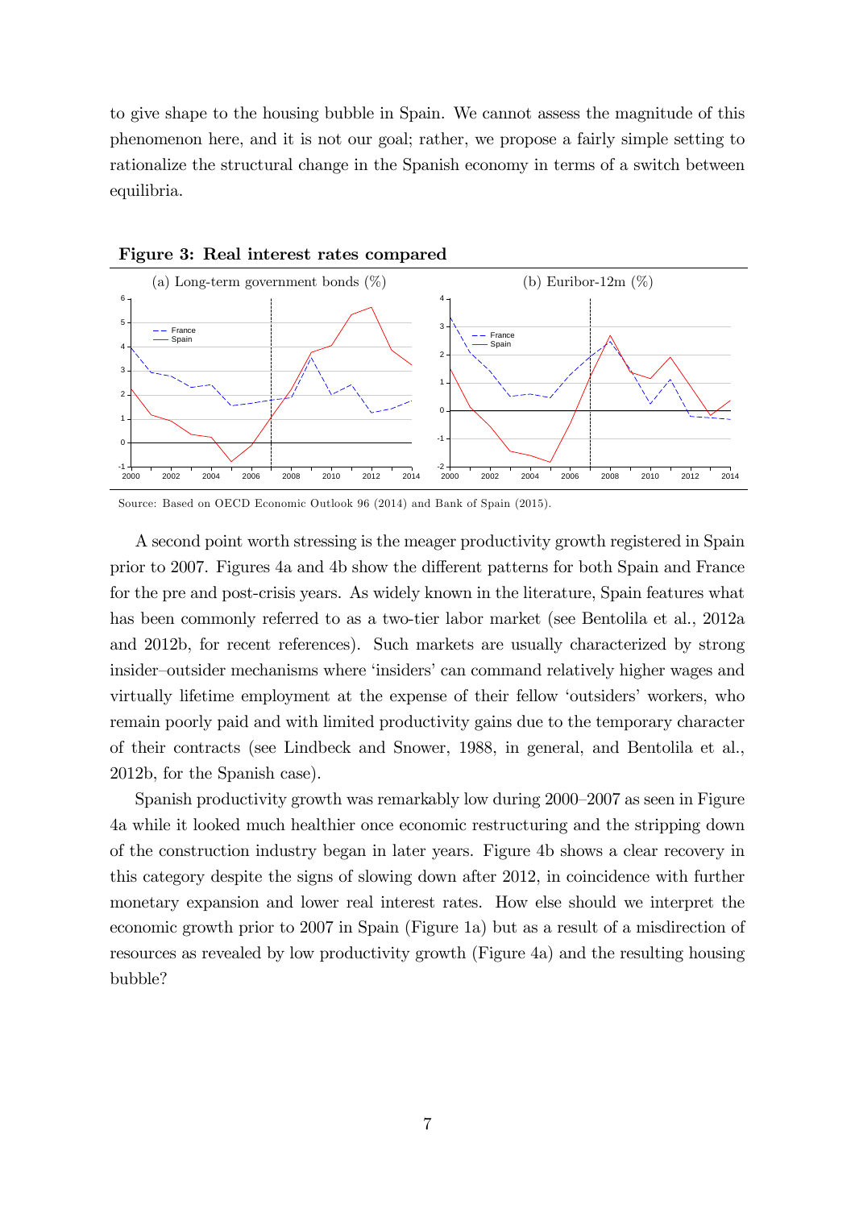to give shape to the housing bubble in Spain. We cannot assess the magnitude of this phenomenon here, and it is not our goal; rather, we propose a fairly simple setting to rationalize the structural change in the Spanish economy in terms of a switch between equilibria.

**Figure 3: Real interest rates compared**

(a) Long-term government bonds (%) (b) Euribor-12m (%)

Source: Based on OECD Economic Outlook 96 (2014) and Bank of Spain (2015).

A second point worth stressing is the meager productivity growth registered in Spain prior to 2007. Figures 4a and 4b show the different patterns for both Spain and France for the pre and post-crisis years. As widely known in the literature, Spain features what has been commonly referred to as a two-tier labor market (see Bentolila et al., 2012a and 2012b, for recent references). Such markets are usually characterized by strong insider–outsider mechanisms where 'insiders' can command relatively higher wages and virtually lifetime employment at the expense of their fellow 'outsiders' workers, who remain poorly paid and with limited productivity gains due to the temporary character of their contracts (see Lindbeck and Snower, 1988, in general, and Bentolila et al., 2012b, for the Spanish case).

Spanish productivity growth was remarkably low during 2000–2007 as seen in Figure 4a while it looked much healthier once economic restructuring and the stripping down of the construction industry began in later years. Figure 4b shows a clear recovery in this category despite the signs of slowing down after 2012, in coincidence with further monetary expansion and lower real interest rates. How else should we interpret the economic growth prior to 2007 in Spain (Figure 1a) but as a result of a misdirection of resources as revealed by low productivity growth (Figure 4a) and the resulting housing bubble?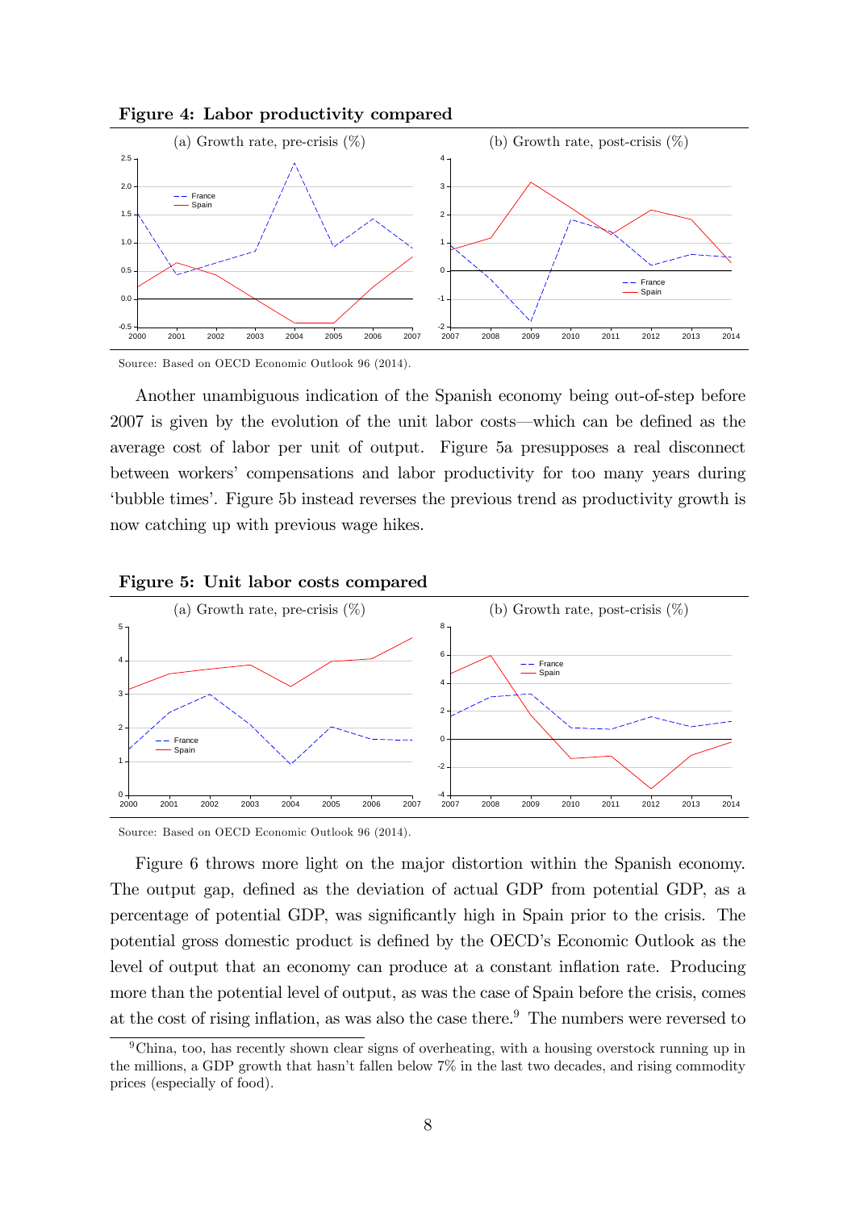**Figure 4: Labor productivity compared**

(a) Growth rate, pre-crisis (%) (b) Growth rate, post-crisis (%)

Source: Based on OECD Economic Outlook 96 (2014).

Another unambiguous indication of the Spanish economy being out-of-step before 2007 is given by the evolution of the unit labor costs—which can be defined as the average cost of labor per unit of output. Figure 5a presupposes a real disconnect between workers' compensations and labor productivity for too many years during 'bubble times'. Figure 5b instead reverses the previous trend as productivity growth is now catching up with previous wage hikes.

**Figure 5: Unit labor costs compared**

(a) Growth rate, pre-crisis (%) (b) Growth rate, post-crisis (%)

Source: Based on OECD Economic Outlook 96 (2014).

Figure 6 throws more light on the major distortion within the Spanish economy. The output gap, defined as the deviation of actual GDP from potential GDP, as a percentage of potential GDP, was significantly high in Spain prior to the crisis. The potential gross domestic product is defined by the OECD's Economic Outlook as the level of output that an economy can produce at a constant inflation rate. Producing more than the potential level of output, as was the case of Spain before the crisis, comes at the cost of rising inflation, as was also the case there.[9] The numbers were reversed to

[9] China, too, has recently shown clear signs of overheating, with a housing overstock running up in the millions, a GDP growth that hasn't fallen below 7% in the last two decades, and rising commodity prices (especially of food).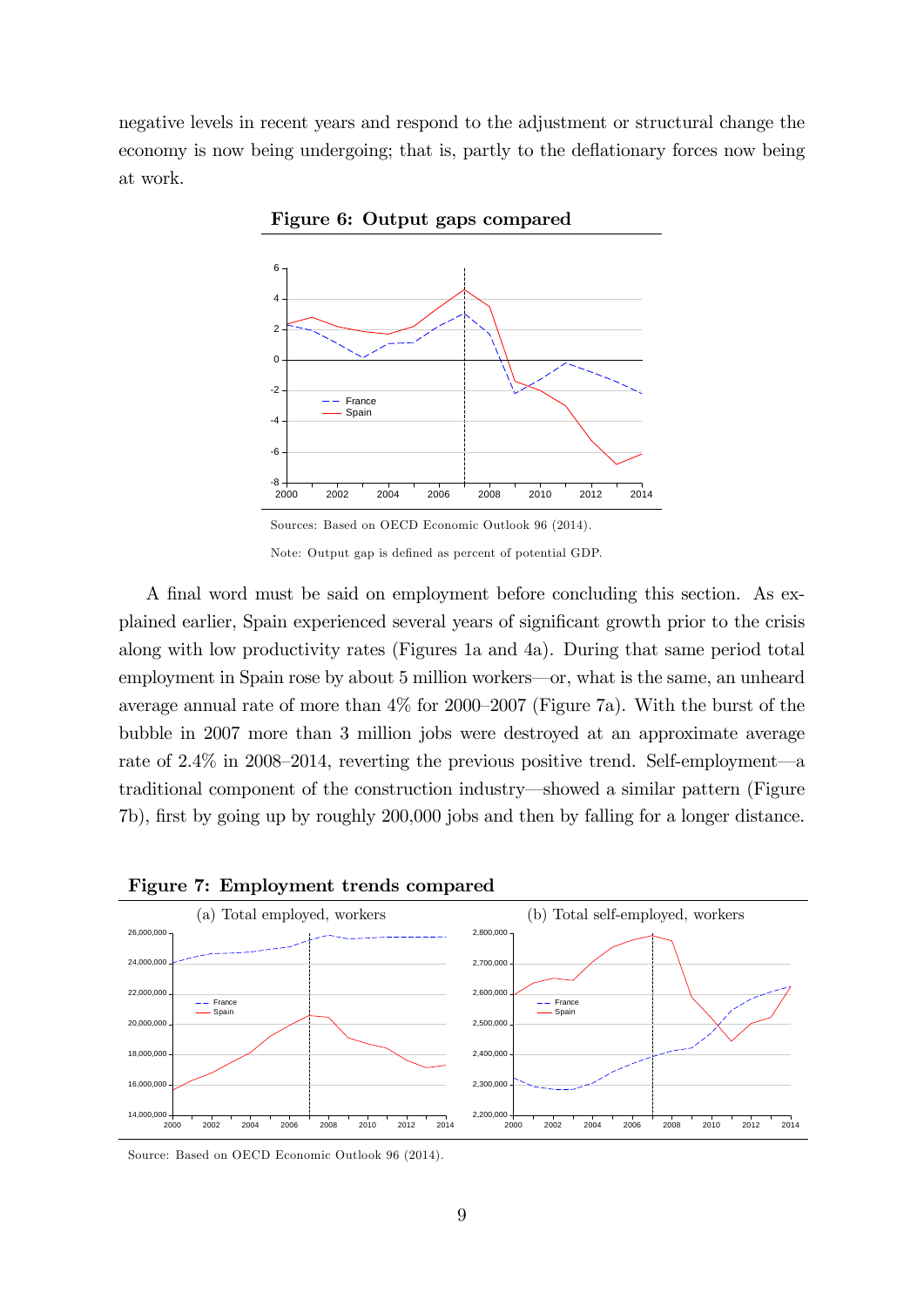negative levels in recent years and respond to the adjustment or structural change the economy is now being undergoing; that is, partly to the deflationary forces now being at work.

**Figure 6: Output gaps compared**

Sources: Based on OECD Economic Outlook 96 (2014).

Note: Output gap is defined as percent of potential GDP.

A final word must be said on employment before concluding this section. As explained earlier, Spain experienced several years of significant growth prior to the crisis along with low productivity rates (Figures 1a and 4a). During that same period total employment in Spain rose by about 5 million workers—or, what is the same, an unheard average annual rate of more than 4% for 2000–2007 (Figure 7a). With the burst of the bubble in 2007 more than 3 million jobs were destroyed at an approximate average rate of 2.4% in 2008–2014, reverting the previous positive trend. Self-employment—a traditional component of the construction industry—showed a similar pattern (Figure 7b), first by going up by roughly 200,000 jobs and then by falling for a longer distance.

**Figure 7: Employment trends compared**

(a) Total employed, workers

(b) Total self-employed, workers

Source: Based on OECD Economic Outlook 96 (2014).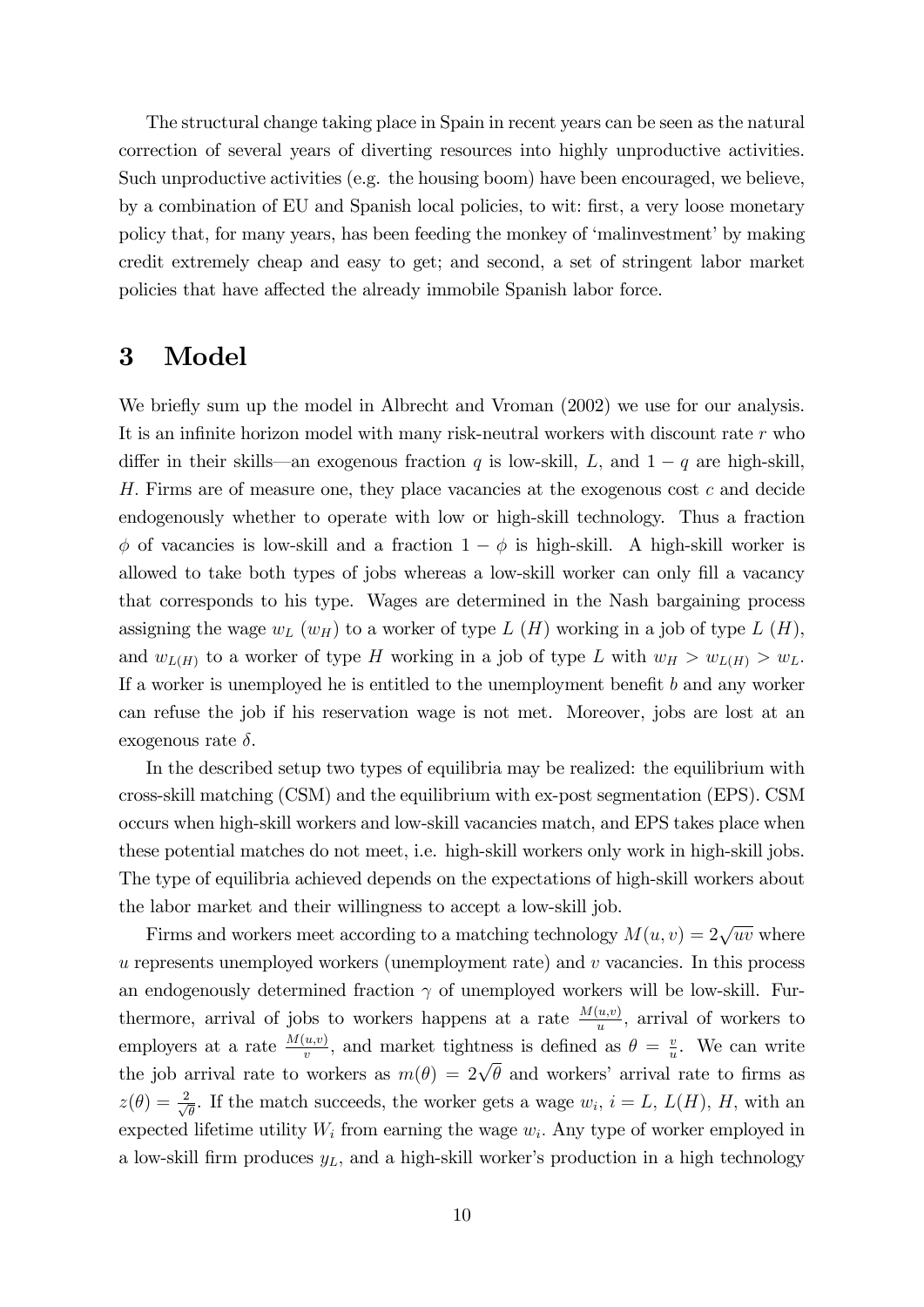The structural change taking place in Spain in recent years can be seen as the natural correction of several years of diverting resources into highly unproductive activities. Such unproductive activities (e.g. the housing boom) have been encouraged, we believe, by a combination of EU and Spanish local policies, to wit: first, a very loose monetary policy that, for many years, has been feeding the monkey of 'malinvestment' by making credit extremely cheap and easy to get; and second, a set of stringent labor market policies that have affected the already immobile Spanish labor force.

# 3 Model

We briefly sum up the model in Albrecht and Vroman (2002) we use for our analysis. It is an infinite horizon model with many risk-neutral workers with discount rate $r$ who differ in their skills—an exogenous fraction $q$ is low-skill, $L$, and $1-q$ are high-skill, $H$. Firms are of measure one, they place vacancies at the exogenous cost $c$ and decide endogenously whether to operate with low or high-skill technology. Thus a fraction $\phi$ of vacancies is low-skill and a fraction $1-\phi$ is high-skill. A high-skill worker is allowed to take both types of jobs whereas a low-skill worker can only fill a vacancy that corresponds to his type. Wages are determined in the Nash bargaining process assigning the wage $w_L$ ($w_H$) to a worker of type $L$ ($H$) working in a job of type $L$ ($H$), and $w_{L(H)}$ to a worker of type $H$ working in a job of type $L$ with $w_H > w_{L(H)} > w_L$. If a worker is unemployed he is entitled to the unemployment benefit $b$ and any worker can refuse the job if his reservation wage is not met. Moreover, jobs are lost at an exogenous rate $\delta$.

In the described setup two types of equilibria may be realized: the equilibrium with cross-skill matching (CSM) and the equilibrium with ex-post segmentation (EPS). CSM occurs when high-skill workers and low-skill vacancies match, and EPS takes place when these potential matches do not meet, i.e. high-skill workers only work in high-skill jobs. The type of equilibria achieved depends on the expectations of high-skill workers about the labor market and their willingness to accept a low-skill job.

Firms and workers meet according to a matching technology $M(u,v) = 2\sqrt{uv}$ where $u$ represents unemployed workers (unemployment rate) and $v$ vacancies. In this process an endogenously determined fraction $\gamma$ of unemployed workers will be low-skill. Furthermore, arrival of jobs to workers happens at a rate $\frac{M(u,v)}{u}$, arrival of workers to employers at a rate $\frac{M(u,v)}{v}$, and market tightness is defined as $\theta = \frac{v}{u}$. We can write the job arrival rate to workers as $m(\theta) = 2\sqrt{\theta}$ and workers' arrival rate to firms as $z(\theta) = \frac{2}{\sqrt{\theta}}$. If the match succeeds, the worker gets a wage $w_i$, $i = L$, $L(H)$, $H$, with an expected lifetime utility $W_i$ from earning the wage $w_i$. Any type of worker employed in a low-skill firm produces $y_L$, and a high-skill worker's production in a high technology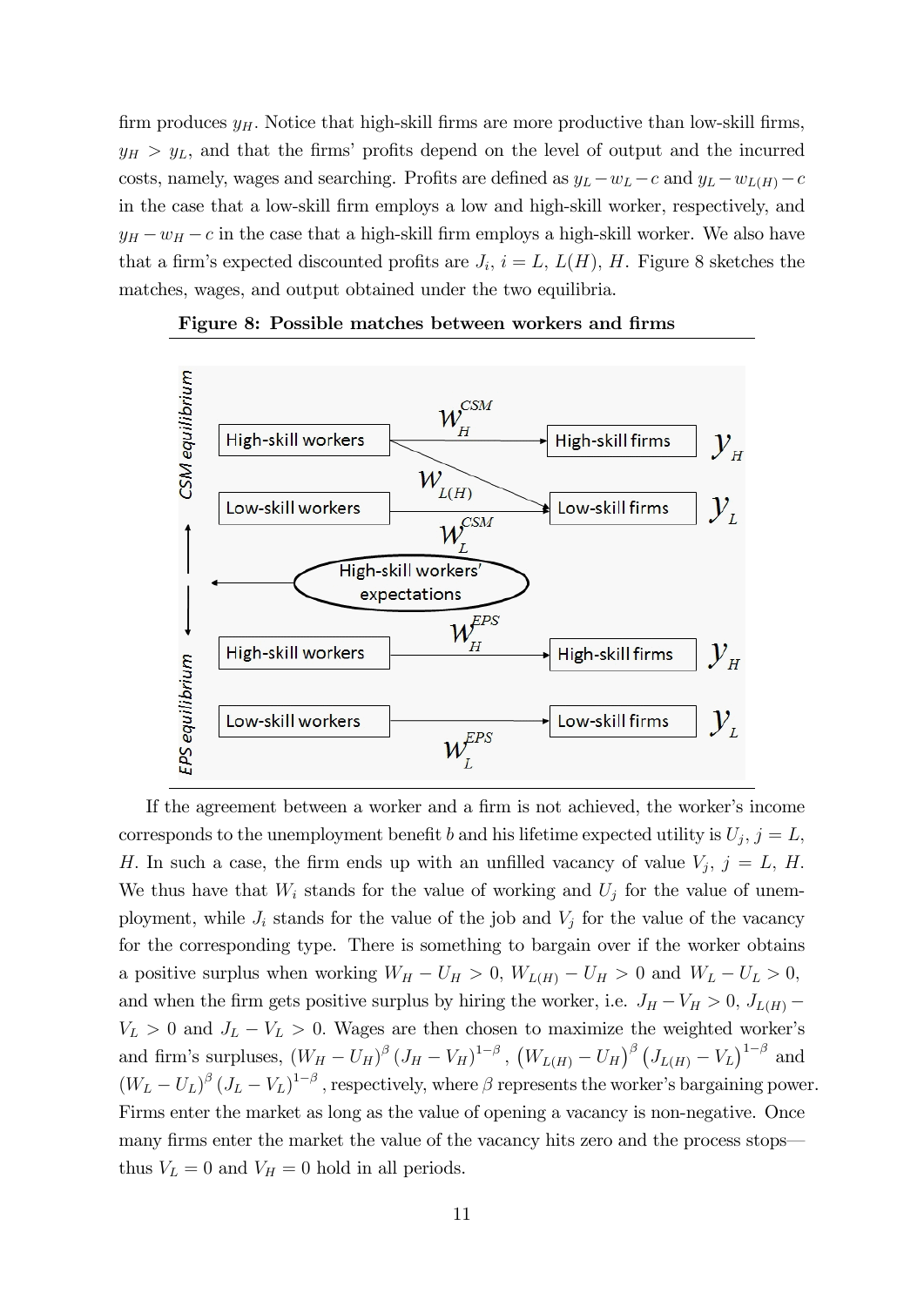firm produces $y_H$. Notice that high-skill firms are more productive than low-skill firms, $y_H > y_L$, and that the firms' profits depend on the level of output and the incurred costs, namely, wages and searching. Profits are defined as $y_L - w_L - c$ and $y_L - w_{L(H)} - c$ in the case that a low-skill firm employs a low and high-skill worker, respectively, and $y_H - w_H - c$ in the case that a high-skill firm employs a high-skill worker. We also have that a firm's expected discounted profits are $J_i$, $i = L$, $L(H)$, $H$. Figure 8 sketches the matches, wages, and output obtained under the two equilibria.

**Figure 8: Possible matches between workers and firms**

If the agreement between a worker and a firm is not achieved, the worker's income corresponds to the unemployment benefit $b$ and his lifetime expected utility is $U_j$, $j = L$, $H$. In such a case, the firm ends up with an unfilled vacancy of value $V_j$, $j = L$, $H$. We thus have that $W_i$ stands for the value of working and $U_j$ for the value of unemployment, while $J_i$ stands for the value of the job and $V_j$ for the value of the vacancy for the corresponding type. There is something to bargain over if the worker obtains a positive surplus when working $W_H - U_H > 0$, $W_{L(H)} - U_H > 0$ and $W_L - U_L > 0$, and when the firm gets positive surplus by hiring the worker, i.e. $J_H - V_H > 0$, $J_{L(H)} - V_L > 0$ and $J_L - V_L > 0$. Wages are then chosen to maximize the weighted worker's and firm's surpluses, $(W_H - U_H)^{\beta} (J_H - V_H)^{1-\beta}$, $\left(W_{L(H)} - U_H\right)^{\beta} \left(J_{L(H)} - V_L\right)^{1-\beta}$ and $(W_L - U_L)^{\beta} (J_L - V_L)^{1-\beta}$, respectively, where $\beta$ represents the worker's bargaining power. Firms enter the market as long as the value of opening a vacancy is non-negative. Once many firms enter the market the value of the vacancy hits zero and the process stops—thus $V_L = 0$ and $V_H = 0$ hold in all periods.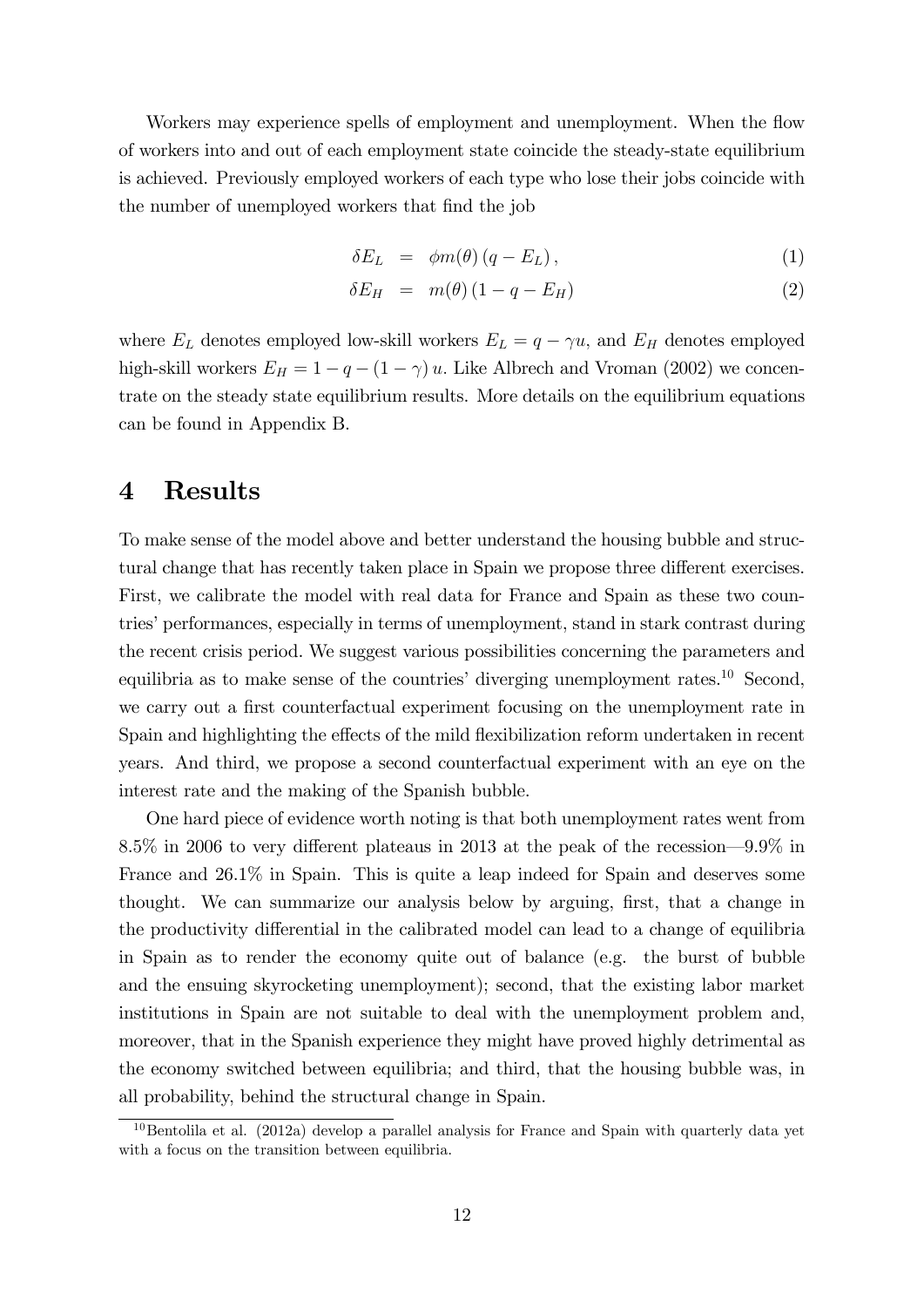Workers may experience spells of employment and unemployment. When the flow of workers into and out of each employment state coincide the steady-state equilibrium is achieved. Previously employed workers of each type who lose their jobs coincide with the number of unemployed workers that find the job

$$\delta E_L = \phi m(\theta) (q - E_L), \tag{1}$$

$$\delta E_H = m(\theta) (1 - q - E_H) \tag{2}$$

where $E_L$ denotes employed low-skill workers $E_L = q - \gamma u$, and $E_H$ denotes employed high-skill workers $E_H = 1 - q - (1 - \gamma) u$. Like Albrech and Vroman (2002) we concentrate on the steady state equilibrium results. More details on the equilibrium equations can be found in Appendix B.

# 4 Results

To make sense of the model above and better understand the housing bubble and structural change that has recently taken place in Spain we propose three different exercises. First, we calibrate the model with real data for France and Spain as these two countries' performances, especially in terms of unemployment, stand in stark contrast during the recent crisis period. We suggest various possibilities concerning the parameters and equilibria as to make sense of the countries' diverging unemployment rates.[10] Second, we carry out a first counterfactual experiment focusing on the unemployment rate in Spain and highlighting the effects of the mild flexibilization reform undertaken in recent years. And third, we propose a second counterfactual experiment with an eye on the interest rate and the making of the Spanish bubble.

One hard piece of evidence worth noting is that both unemployment rates went from 8.5% in 2006 to very different plateaus in 2013 at the peak of the recession—9.9% in France and 26.1% in Spain. This is quite a leap indeed for Spain and deserves some thought. We can summarize our analysis below by arguing, first, that a change in the productivity differential in the calibrated model can lead to a change of equilibria in Spain as to render the economy quite out of balance (e.g. the burst of bubble and the ensuing skyrocketing unemployment); second, that the existing labor market institutions in Spain are not suitable to deal with the unemployment problem and, moreover, that in the Spanish experience they might have proved highly detrimental as the economy switched between equilibria; and third, that the housing bubble was, in all probability, behind the structural change in Spain.

[10] Bentolila et al. (2012a) develop a parallel analysis for France and Spain with quarterly data yet with a focus on the transition between equilibria.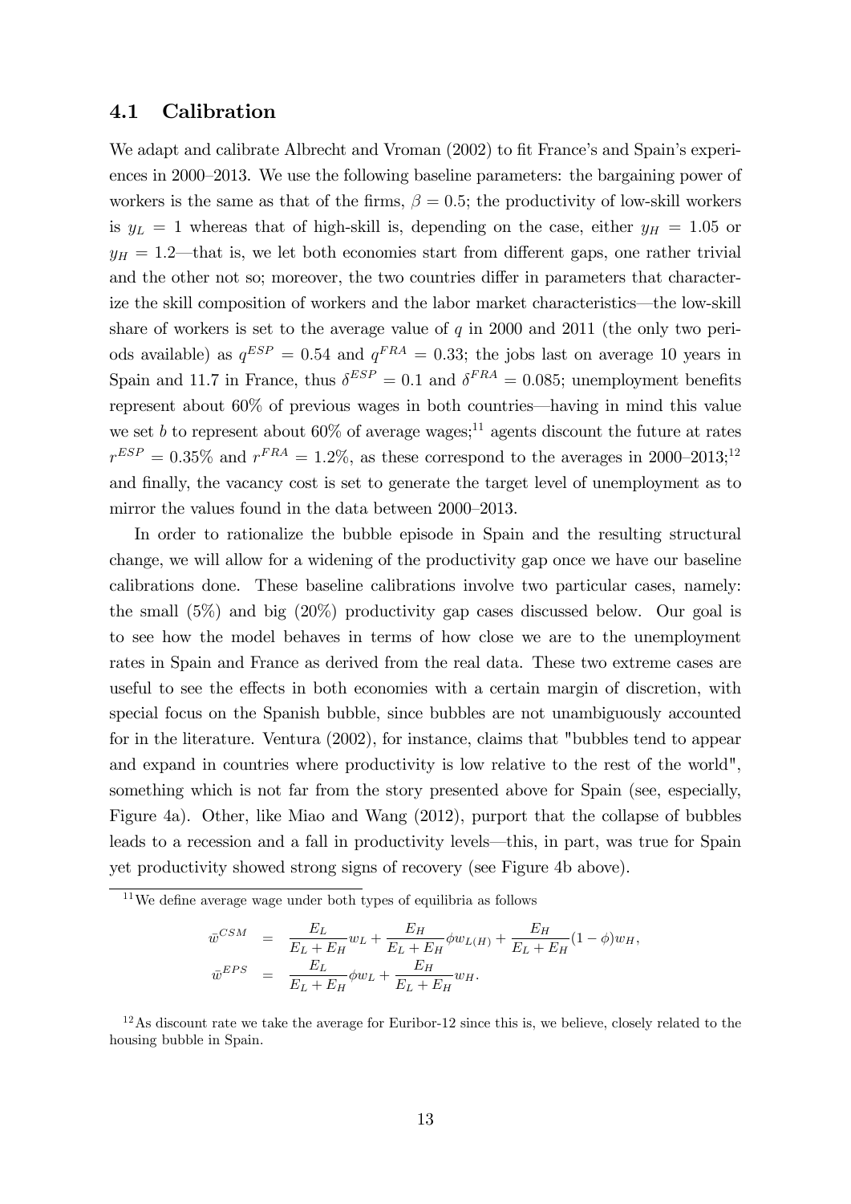### 4.1 Calibration

We adapt and calibrate Albrecht and Vroman (2002) to fit France's and Spain's experiences in 2000–2013. We use the following baseline parameters: the bargaining power of workers is the same as that of the firms, $\beta = 0.5$; the productivity of low-skill workers is $y_L = 1$ whereas that of high-skill is, depending on the case, either $y_H = 1.05$ or $y_H = 1.2$—that is, we let both economies start from different gaps, one rather trivial and the other not so; moreover, the two countries differ in parameters that characterize the skill composition of workers and the labor market characteristics—the low-skill share of workers is set to the average value of $q$ in 2000 and 2011 (the only two periods available) as $q^{ESP} = 0.54$ and $q^{FRA} = 0.33$; the jobs last on average 10 years in Spain and 11.7 in France, thus $\delta^{ESP} = 0.1$ and $\delta^{FRA} = 0.085$; unemployment benefits represent about 60% of previous wages in both countries—having in mind this value we set $b$ to represent about 60% of average wages;[11] agents discount the future at rates $r^{ESP} = 0.35\%$ and $r^{FRA} = 1.2\%$, as these correspond to the averages in 2000–2013;[12] and finally, the vacancy cost is set to generate the target level of unemployment as to mirror the values found in the data between 2000–2013.

In order to rationalize the bubble episode in Spain and the resulting structural change, we will allow for a widening of the productivity gap once we have our baseline calibrations done. These baseline calibrations involve two particular cases, namely: the small (5%) and big (20%) productivity gap cases discussed below. Our goal is to see how the model behaves in terms of how close we are to the unemployment rates in Spain and France as derived from the real data. These two extreme cases are useful to see the effects in both economies with a certain margin of discretion, with special focus on the Spanish bubble, since bubbles are not unambiguously accounted for in the literature. Ventura (2002), for instance, claims that "bubbles tend to appear and expand in countries where productivity is low relative to the rest of the world", something which is not far from the story presented above for Spain (see, especially, Figure 4a). Other, like Miao and Wang (2012), purport that the collapse of bubbles leads to a recession and a fall in productivity levels—this, in part, was true for Spain yet productivity showed strong signs of recovery (see Figure 4b above).

[11] We define average wage under both types of equilibria as follows

$$\bar{w}^{CSM} = \frac{E_L}{E_L + E_H} w_L + \frac{E_H}{E_L + E_H} \phi w_{L(H)} + \frac{E_H}{E_L + E_H} (1 - \phi) w_H,$$

$$\bar{w}^{EPS} = \frac{E_L}{E_L + E_H} \phi w_L + \frac{E_H}{E_L + E_H} w_H.$$

[12] As discount rate we take the average for Euribor-12 since this is, we believe, closely related to the housing bubble in Spain.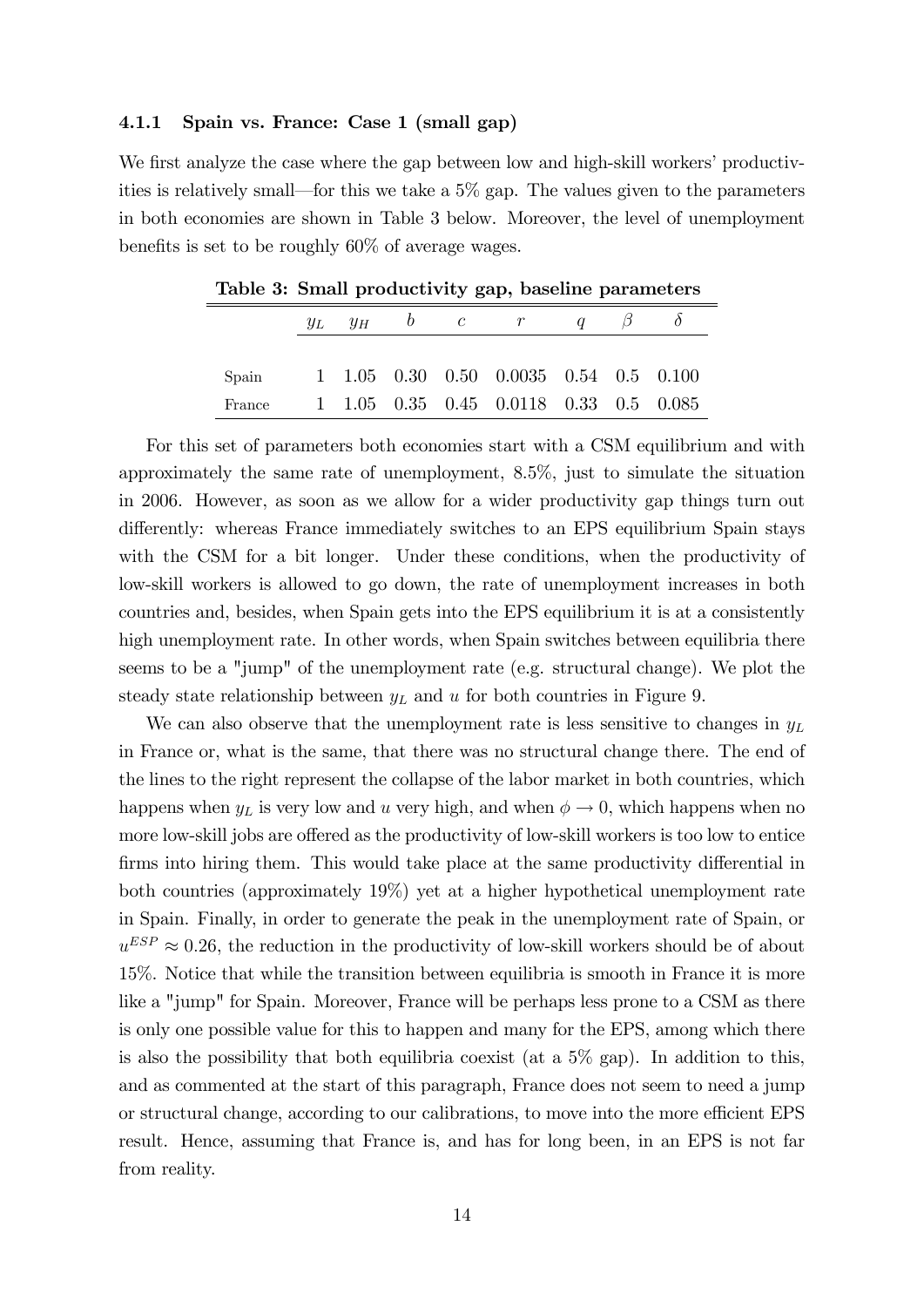#### 4.1.1 Spain vs. France: Case 1 (small gap)

We first analyze the case where the gap between low and high-skill workers' productivities is relatively small—for this we take a 5% gap. The values given to the parameters in both economies are shown in Table 3 below. Moreover, the level of unemployment benefits is set to be roughly 60% of average wages.

**Table 3: Small productivity gap, baseline parameters**

| | $y_L$ | $y_H$ | $b$ | $c$ | $r$ | $q$ | $\beta$ | $\delta$ |
|---|---|---|---|---|---|---|---|---|
| Spain | 1 | 1.05 | 0.30 | 0.50 | 0.0035 | 0.54 | 0.5 | 0.100 |
| France | 1 | 1.05 | 0.35 | 0.45 | 0.0118 | 0.33 | 0.5 | 0.085 |

For this set of parameters both economies start with a CSM equilibrium and with approximately the same rate of unemployment, 8.5%, just to simulate the situation in 2006. However, as soon as we allow for a wider productivity gap things turn out differently: whereas France immediately switches to an EPS equilibrium Spain stays with the CSM for a bit longer. Under these conditions, when the productivity of low-skill workers is allowed to go down, the rate of unemployment increases in both countries and, besides, when Spain gets into the EPS equilibrium it is at a consistently high unemployment rate. In other words, when Spain switches between equilibria there seems to be a "jump" of the unemployment rate (e.g. structural change). We plot the steady state relationship between $y_L$ and $u$ for both countries in Figure 9.

We can also observe that the unemployment rate is less sensitive to changes in $y_L$ in France or, what is the same, that there was no structural change there. The end of the lines to the right represent the collapse of the labor market in both countries, which happens when $y_L$ is very low and $u$ very high, and when $\phi \to 0$, which happens when no more low-skill jobs are offered as the productivity of low-skill workers is too low to entice firms into hiring them. This would take place at the same productivity differential in both countries (approximately 19%) yet at a higher hypothetical unemployment rate in Spain. Finally, in order to generate the peak in the unemployment rate of Spain, or $u^{ESP} \approx 0.26$, the reduction in the productivity of low-skill workers should be of about 15%. Notice that while the transition between equilibria is smooth in France it is more like a "jump" for Spain. Moreover, France will be perhaps less prone to a CSM as there is only one possible value for this to happen and many for the EPS, among which there is also the possibility that both equilibria coexist (at a 5% gap). In addition to this, and as commented at the start of this paragraph, France does not seem to need a jump or structural change, according to our calibrations, to move into the more efficient EPS result. Hence, assuming that France is, and has for long been, in an EPS is not far from reality.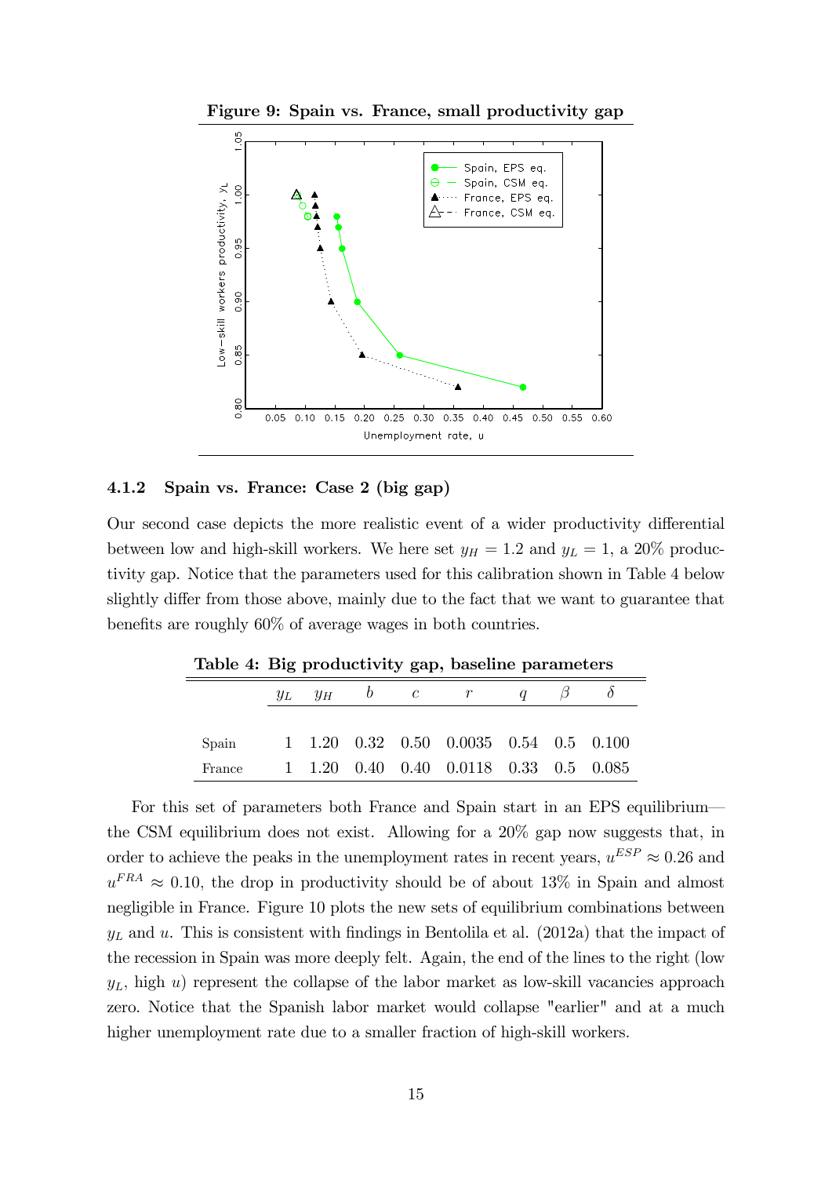**Figure 9: Spain vs. France, small productivity gap**

### 4.1.2 Spain vs. France: Case 2 (big gap)

Our second case depicts the more realistic event of a wider productivity differential between low and high-skill workers. We here set $y_H = 1.2$ and $y_L = 1$, a 20% productivity gap. Notice that the parameters used for this calibration shown in Table 4 below slightly differ from those above, mainly due to the fact that we want to guarantee that benefits are roughly 60% of average wages in both countries.

**Table 4: Big productivity gap, baseline parameters**

| | $y_L$ | $y_H$ | $b$ | $c$ | $r$ | $q$ | $\beta$ | $\delta$ |
|---|---|---|---|---|---|---|---|---|
| Spain | 1 | 1.20 | 0.32 | 0.50 | 0.0035 | 0.54 | 0.5 | 0.100 |
| France | 1 | 1.20 | 0.40 | 0.40 | 0.0118 | 0.33 | 0.5 | 0.085 |

For this set of parameters both France and Spain start in an EPS equilibrium—the CSM equilibrium does not exist. Allowing for a 20% gap now suggests that, in order to achieve the peaks in the unemployment rates in recent years, $u^{ESP} \approx 0.26$ and $u^{FRA} \approx 0.10$, the drop in productivity should be of about 13% in Spain and almost negligible in France. Figure 10 plots the new sets of equilibrium combinations between $y_L$ and $u$. This is consistent with findings in Bentolila et al. (2012a) that the impact of the recession in Spain was more deeply felt. Again, the end of the lines to the right (low $y_L$, high $u$) represent the collapse of the labor market as low-skill vacancies approach zero. Notice that the Spanish labor market would collapse "earlier" and at a much higher unemployment rate due to a smaller fraction of high-skill workers.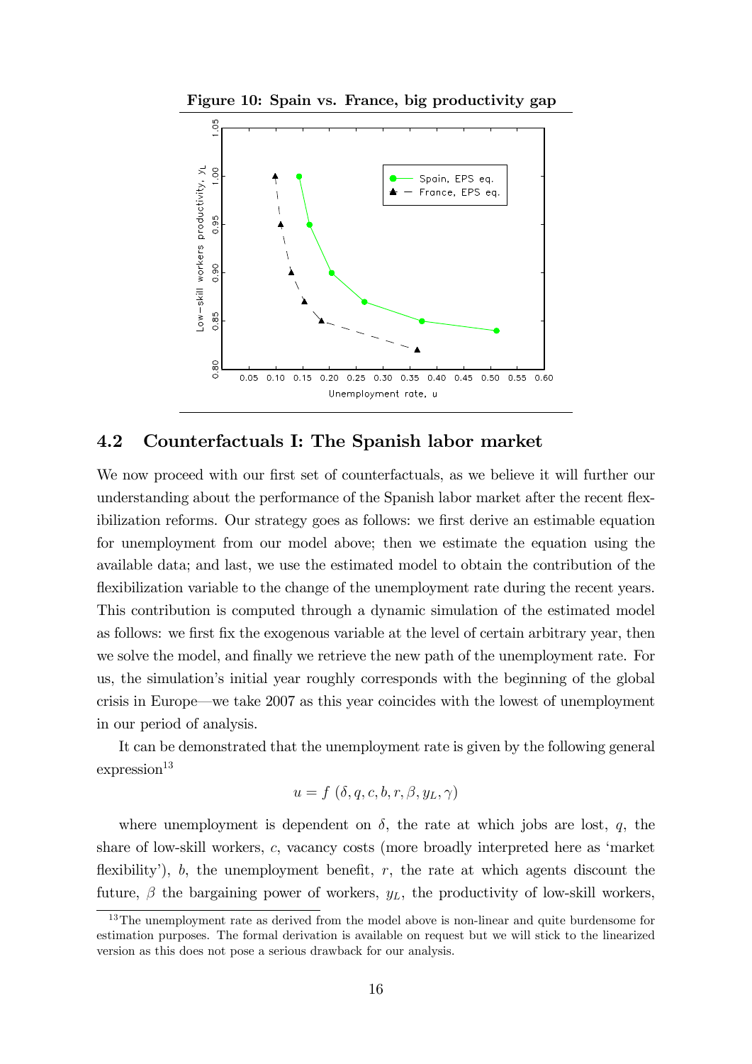**Figure 10: Spain vs. France, big productivity gap**

## 4.2 Counterfactuals I: The Spanish labor market

We now proceed with our first set of counterfactuals, as we believe it will further our understanding about the performance of the Spanish labor market after the recent flexibilization reforms. Our strategy goes as follows: we first derive an estimable equation for unemployment from our model above; then we estimate the equation using the available data; and last, we use the estimated model to obtain the contribution of the flexibilization variable to the change of the unemployment rate during the recent years. This contribution is computed through a dynamic simulation of the estimated model as follows: we first fix the exogenous variable at the level of certain arbitrary year, then we solve the model, and finally we retrieve the new path of the unemployment rate. For us, the simulation's initial year roughly corresponds with the beginning of the global crisis in Europe—we take 2007 as this year coincides with the lowest of unemployment in our period of analysis.

It can be demonstrated that the unemployment rate is given by the following general expression[13]

$$u = f\ (\delta, q, c, b, r, \beta, y_L, \gamma)$$

where unemployment is dependent on $\delta$, the rate at which jobs are lost, $q$, the share of low-skill workers, $c$, vacancy costs (more broadly interpreted here as 'market flexibility'), $b$, the unemployment benefit, $r$, the rate at which agents discount the future, $\beta$ the bargaining power of workers, $y_L$, the productivity of low-skill workers,

[13] The unemployment rate as derived from the model above is non-linear and quite burdensome for estimation purposes. The formal derivation is available on request but we will stick to the linearized version as this does not pose a serious drawback for our analysis.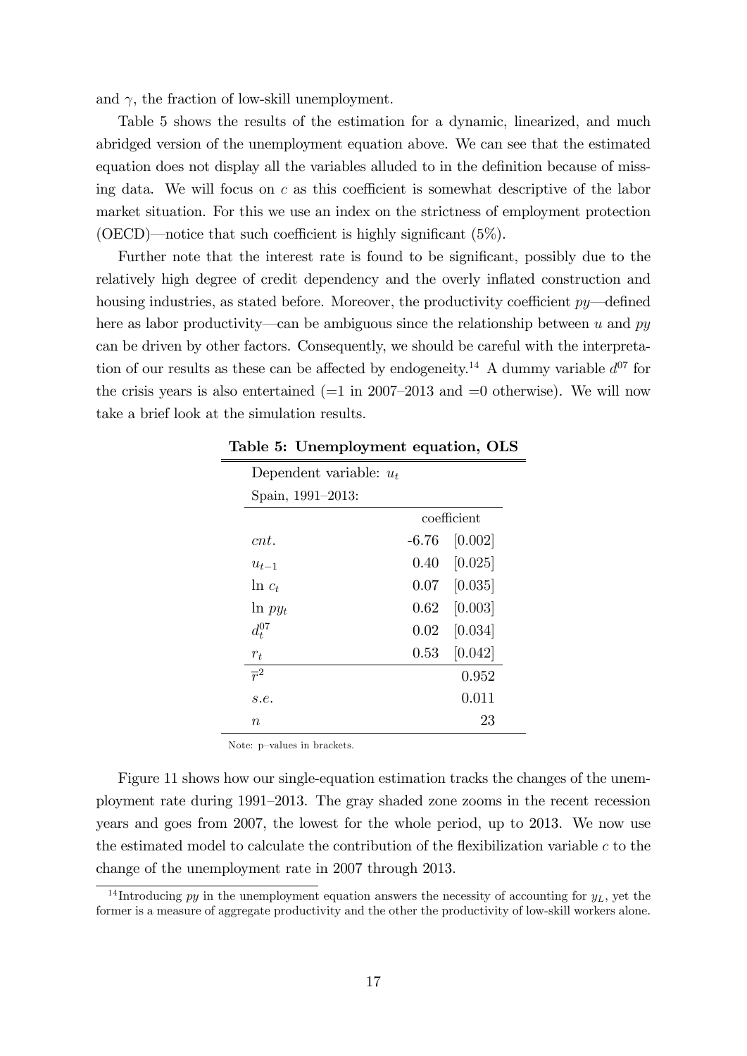and $\gamma$, the fraction of low-skill unemployment.

Table 5 shows the results of the estimation for a dynamic, linearized, and much abridged version of the unemployment equation above. We can see that the estimated equation does not display all the variables alluded to in the definition because of missing data. We will focus on $c$ as this coefficient is somewhat descriptive of the labor market situation. For this we use an index on the strictness of employment protection (OECD)—notice that such coefficient is highly significant (5%).

Further note that the interest rate is found to be significant, possibly due to the relatively high degree of credit dependency and the overly inflated construction and housing industries, as stated before. Moreover, the productivity coefficient $py$—defined here as labor productivity—can be ambiguous since the relationship between $u$ and $py$ can be driven by other factors. Consequently, we should be careful with the interpretation of our results as these can be affected by endogeneity.[14] A dummy variable $d^{07}$ for the crisis years is also entertained (=1 in 2007–2013 and =0 otherwise). We will now take a brief look at the simulation results.

**Table 5: Unemployment equation, OLS**

| Dependent variable: $u_t$ | | |
|---|---|---|
| Spain, 1991–2013: | | |
| | coefficient | |
| $cnt.$ | -6.76 | [0.002] |
| $u_{t-1}$ | 0.40 | [0.025] |
| $\ln\, c_t$ | 0.07 | [0.035] |
| $\ln\, py_t$ | 0.62 | [0.003] |
| $d_t^{07}$ | 0.02 | [0.034] |
| $r_t$ | 0.53 | [0.042] |
| $\overline{r}^2$ | | 0.952 |
| $s.e.$ | | 0.011 |
| $n$ | | 23 |

Note: p–values in brackets.

Figure 11 shows how our single-equation estimation tracks the changes of the unemployment rate during 1991–2013. The gray shaded zone zooms in the recent recession years and goes from 2007, the lowest for the whole period, up to 2013. We now use the estimated model to calculate the contribution of the flexibilization variable $c$ to the change of the unemployment rate in 2007 through 2013.

[14] Introducing $py$ in the unemployment equation answers the necessity of accounting for $y_L$, yet the former is a measure of aggregate productivity and the other the productivity of low-skill workers alone.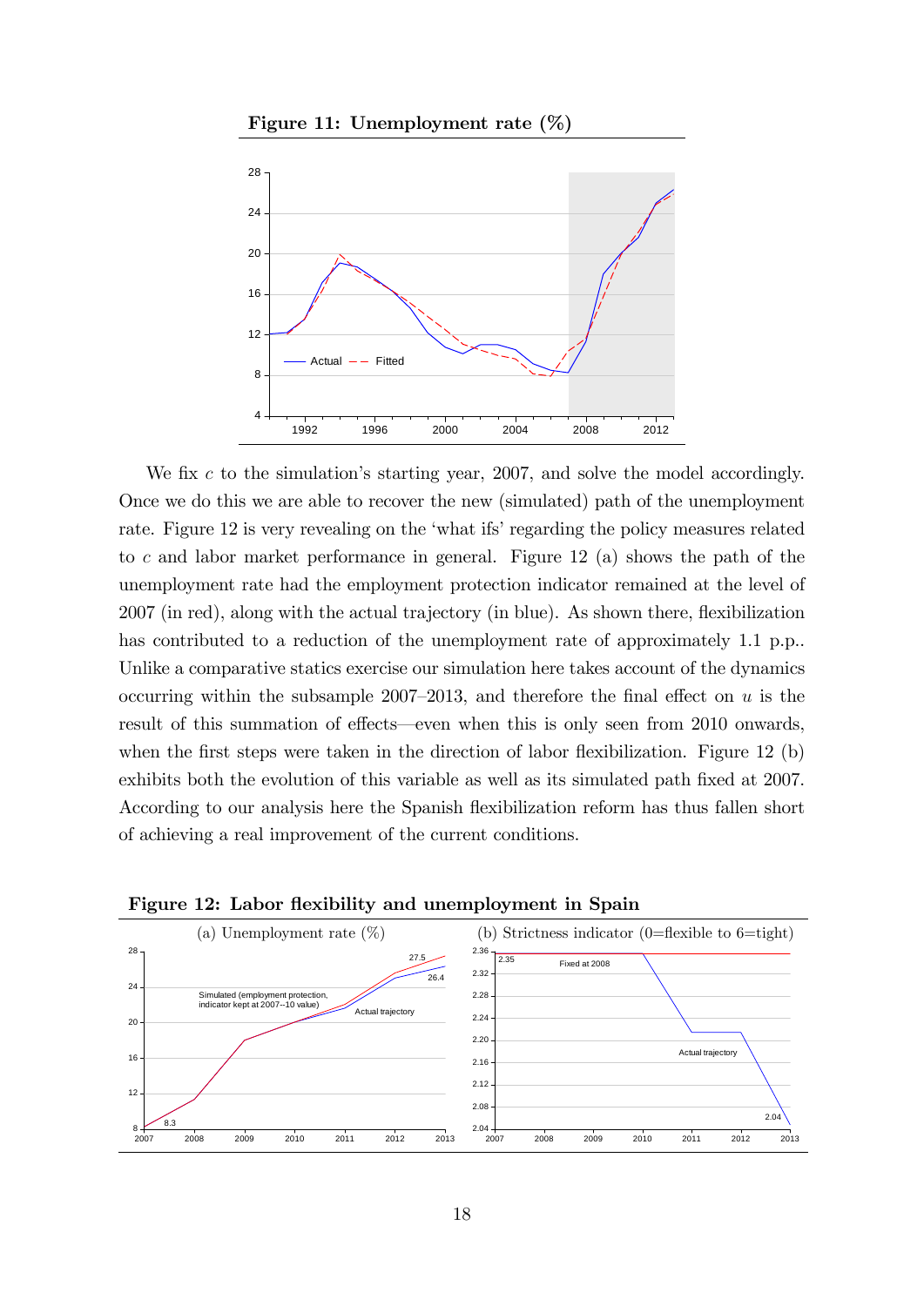**Figure 11: Unemployment rate (%)**

We fix $c$ to the simulation's starting year, 2007, and solve the model accordingly. Once we do this we are able to recover the new (simulated) path of the unemployment rate. Figure 12 is very revealing on the 'what ifs' regarding the policy measures related to $c$ and labor market performance in general. Figure 12 (a) shows the path of the unemployment rate had the employment protection indicator remained at the level of 2007 (in red), along with the actual trajectory (in blue). As shown there, flexibilization has contributed to a reduction of the unemployment rate of approximately 1.1 p.p.. Unlike a comparative statics exercise our simulation here takes account of the dynamics occurring within the subsample 2007–2013, and therefore the final effect on $u$ is the result of this summation of effects—even when this is only seen from 2010 onwards, when the first steps were taken in the direction of labor flexibilization. Figure 12 (b) exhibits both the evolution of this variable as well as its simulated path fixed at 2007. According to our analysis here the Spanish flexibilization reform has thus fallen short of achieving a real improvement of the current conditions.

**Figure 12: Labor flexibility and unemployment in Spain**

(a) Unemployment rate (%) (b) Strictness indicator (0=flexible to 6=tight)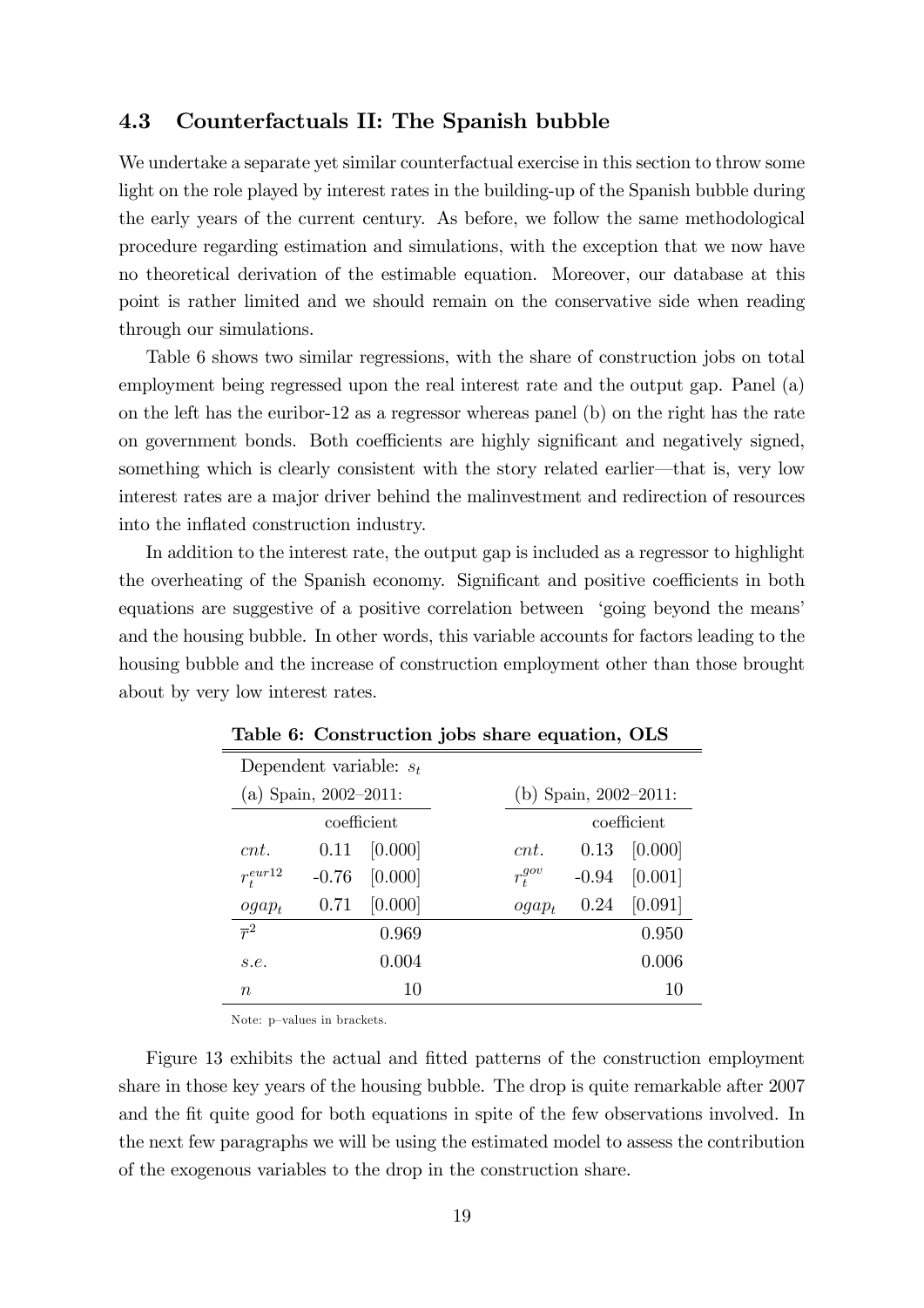### 4.3 Counterfactuals II: The Spanish bubble

We undertake a separate yet similar counterfactual exercise in this section to throw some light on the role played by interest rates in the building-up of the Spanish bubble during the early years of the current century. As before, we follow the same methodological procedure regarding estimation and simulations, with the exception that we now have no theoretical derivation of the estimable equation. Moreover, our database at this point is rather limited and we should remain on the conservative side when reading through our simulations.

Table 6 shows two similar regressions, with the share of construction jobs on total employment being regressed upon the real interest rate and the output gap. Panel (a) on the left has the euribor-12 as a regressor whereas panel (b) on the right has the rate on government bonds. Both coefficients are highly significant and negatively signed, something which is clearly consistent with the story related earlier—that is, very low interest rates are a major driver behind the malinvestment and redirection of resources into the inflated construction industry.

In addition to the interest rate, the output gap is included as a regressor to highlight the overheating of the Spanish economy. Significant and positive coefficients in both equations are suggestive of a positive correlation between 'going beyond the means' and the housing bubble. In other words, this variable accounts for factors leading to the housing bubble and the increase of construction employment other than those brought about by very low interest rates.

**Table 6: Construction jobs share equation, OLS**

| Dependent variable: $s_t$ | | | | | | |
|---|---|---|---|---|---|---|
| (a) Spain, 2002–2011: | | | | (b) Spain, 2002–2011: | | |
| | coefficient | | | | coefficient | |
| $cnt.$ | 0.11 | [0.000] | | $cnt.$ | 0.13 | [0.000] |
| $r_t^{eur12}$ | -0.76 | [0.000] | | $r_t^{gov}$ | -0.94 | [0.001] |
| $ogap_t$ | 0.71 | [0.000] | | $ogap_t$ | 0.24 | [0.091] |
| $\overline{r}^2$ | | 0.969 | | | | 0.950 |
| $s.e.$ | | 0.004 | | | | 0.006 |
| $n$ | | 10 | | | | 10 |

Note: p–values in brackets.

Figure 13 exhibits the actual and fitted patterns of the construction employment share in those key years of the housing bubble. The drop is quite remarkable after 2007 and the fit quite good for both equations in spite of the few observations involved. In the next few paragraphs we will be using the estimated model to assess the contribution of the exogenous variables to the drop in the construction share.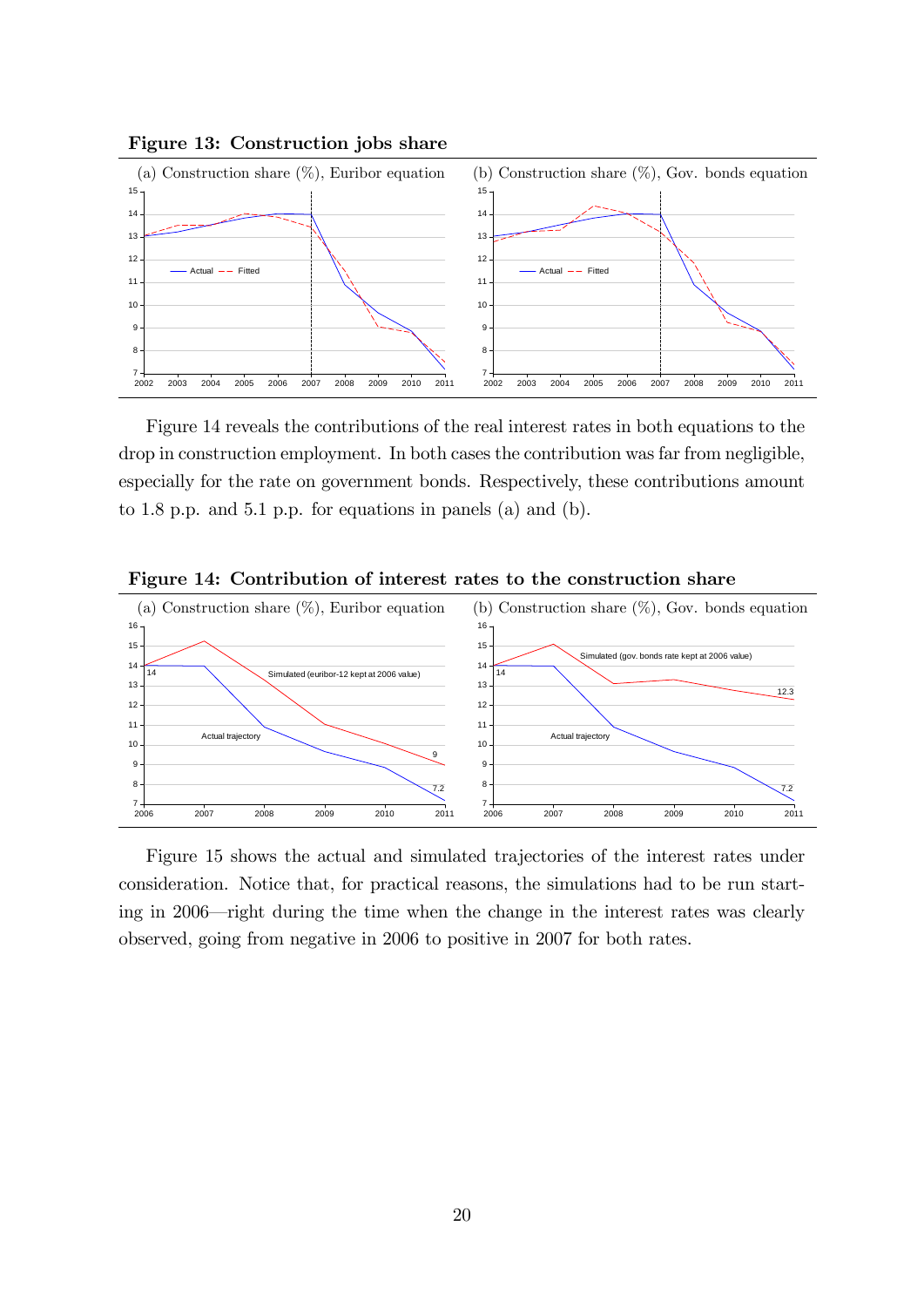**Figure 13: Construction jobs share**

(a) Construction share (%), Euribor equation

(b) Construction share (%), Gov. bonds equation

Figure 14 reveals the contributions of the real interest rates in both equations to the drop in construction employment. In both cases the contribution was far from negligible, especially for the rate on government bonds. Respectively, these contributions amount to 1.8 p.p. and 5.1 p.p. for equations in panels (a) and (b).

**Figure 14: Contribution of interest rates to the construction share**

(a) Construction share (%), Euribor equation

(b) Construction share (%), Gov. bonds equation

Figure 15 shows the actual and simulated trajectories of the interest rates under consideration. Notice that, for practical reasons, the simulations had to be run starting in 2006—right during the time when the change in the interest rates was clearly observed, going from negative in 2006 to positive in 2007 for both rates.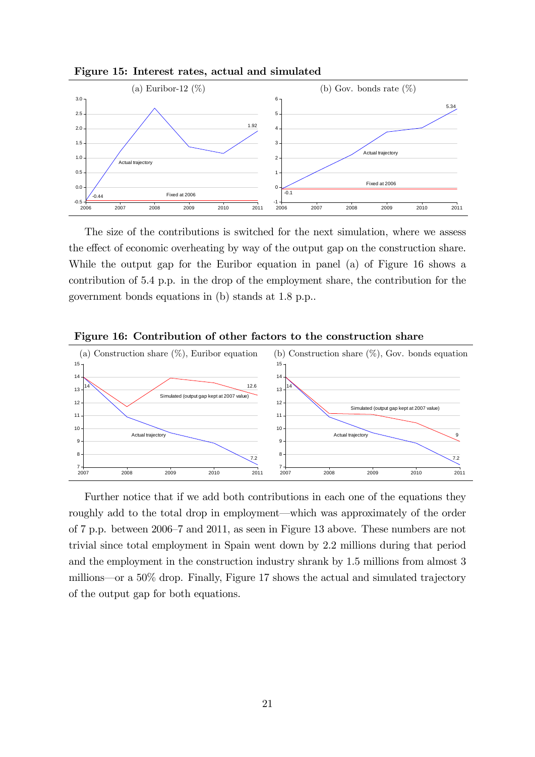**Figure 15: Interest rates, actual and simulated**

(a) Euribor-12 (%)

(b) Gov. bonds rate (%)

The size of the contributions is switched for the next simulation, where we assess the effect of economic overheating by way of the output gap on the construction share. While the output gap for the Euribor equation in panel (a) of Figure 16 shows a contribution of 5.4 p.p. in the drop of the employment share, the contribution for the government bonds equations in (b) stands at 1.8 p.p..

**Figure 16: Contribution of other factors to the construction share**

(a) Construction share (%), Euribor equation

(b) Construction share (%), Gov. bonds equation

Further notice that if we add both contributions in each one of the equations they roughly add to the total drop in employment—which was approximately of the order of 7 p.p. between 2006–7 and 2011, as seen in Figure 13 above. These numbers are not trivial since total employment in Spain went down by 2.2 millions during that period and the employment in the construction industry shrank by 1.5 millions from almost 3 millions—or a 50% drop. Finally, Figure 17 shows the actual and simulated trajectory of the output gap for both equations.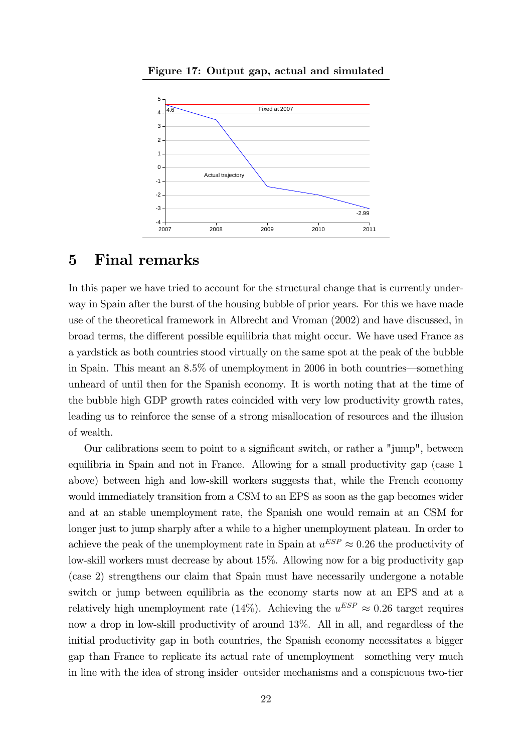**Figure 17: Output gap, actual and simulated**

## 5 Final remarks

In this paper we have tried to account for the structural change that is currently underway in Spain after the burst of the housing bubble of prior years. For this we have made use of the theoretical framework in Albrecht and Vroman (2002) and have discussed, in broad terms, the different possible equilibria that might occur. We have used France as a yardstick as both countries stood virtually on the same spot at the peak of the bubble in Spain. This meant an 8.5% of unemployment in 2006 in both countries—something unheard of until then for the Spanish economy. It is worth noting that at the time of the bubble high GDP growth rates coincided with very low productivity growth rates, leading us to reinforce the sense of a strong misallocation of resources and the illusion of wealth.

Our calibrations seem to point to a significant switch, or rather a "jump", between equilibria in Spain and not in France. Allowing for a small productivity gap (case 1 above) between high and low-skill workers suggests that, while the French economy would immediately transition from a CSM to an EPS as soon as the gap becomes wider and at an stable unemployment rate, the Spanish one would remain at an CSM for longer just to jump sharply after a while to a higher unemployment plateau. In order to achieve the peak of the unemployment rate in Spain at $u^{ESP} \approx 0.26$ the productivity of low-skill workers must decrease by about 15%. Allowing now for a big productivity gap (case 2) strengthens our claim that Spain must have necessarily undergone a notable switch or jump between equilibria as the economy starts now at an EPS and at a relatively high unemployment rate (14%). Achieving the $u^{ESP} \approx 0.26$ target requires now a drop in low-skill productivity of around 13%. All in all, and regardless of the initial productivity gap in both countries, the Spanish economy necessitates a bigger gap than France to replicate its actual rate of unemployment—something very much in line with the idea of strong insider–outsider mechanisms and a conspicuous two-tier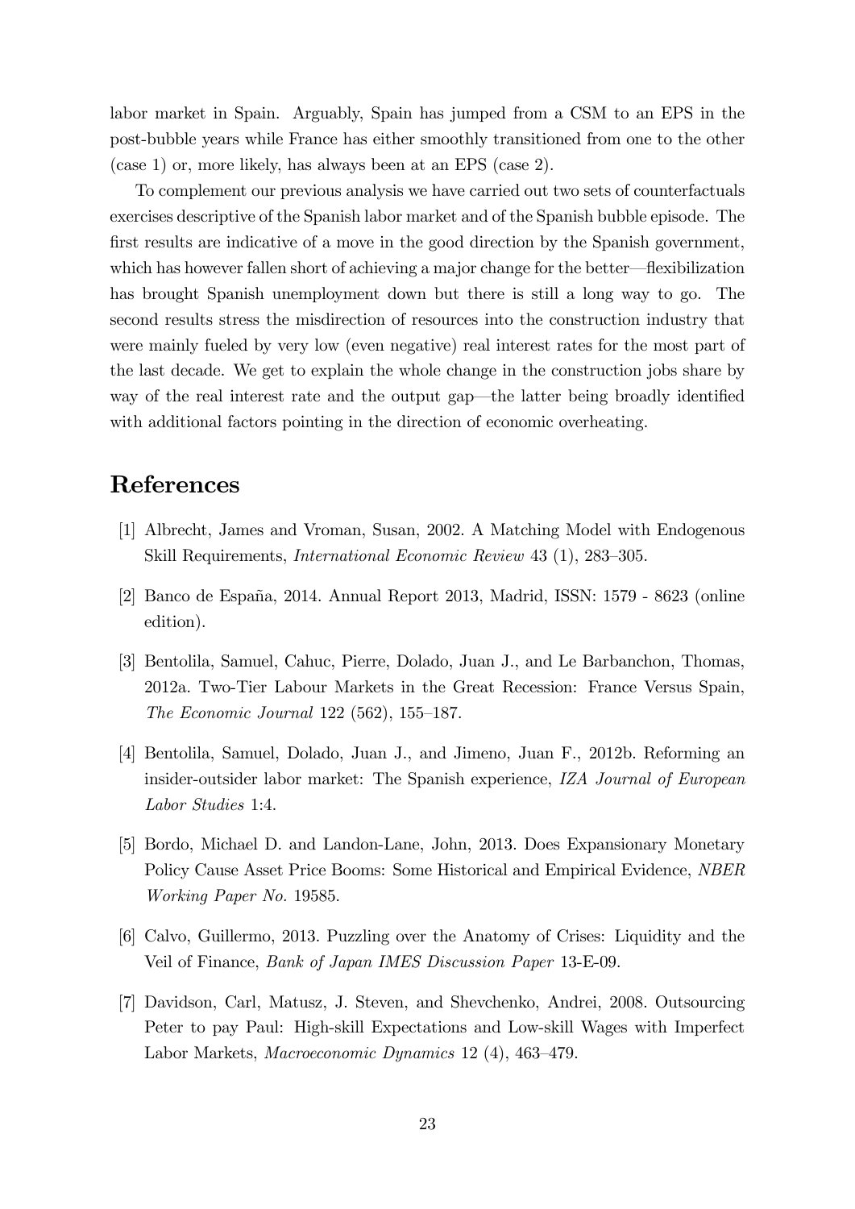labor market in Spain. Arguably, Spain has jumped from a CSM to an EPS in the post-bubble years while France has either smoothly transitioned from one to the other (case 1) or, more likely, has always been at an EPS (case 2).

To complement our previous analysis we have carried out two sets of counterfactuals exercises descriptive of the Spanish labor market and of the Spanish bubble episode. The first results are indicative of a move in the good direction by the Spanish government, which has however fallen short of achieving a major change for the better—flexibilization has brought Spanish unemployment down but there is still a long way to go. The second results stress the misdirection of resources into the construction industry that were mainly fueled by very low (even negative) real interest rates for the most part of the last decade. We get to explain the whole change in the construction jobs share by way of the real interest rate and the output gap—the latter being broadly identified with additional factors pointing in the direction of economic overheating.

# References

[1] Albrecht, James and Vroman, Susan, 2002. A Matching Model with Endogenous Skill Requirements, *International Economic Review* 43 (1), 283–305.

[2] Banco de España, 2014. Annual Report 2013, Madrid, ISSN: 1579 - 8623 (online edition).

[3] Bentolila, Samuel, Cahuc, Pierre, Dolado, Juan J., and Le Barbanchon, Thomas, 2012a. Two-Tier Labour Markets in the Great Recession: France Versus Spain, *The Economic Journal* 122 (562), 155–187.

[4] Bentolila, Samuel, Dolado, Juan J., and Jimeno, Juan F., 2012b. Reforming an insider-outsider labor market: The Spanish experience, *IZA Journal of European Labor Studies* 1:4.

[5] Bordo, Michael D. and Landon-Lane, John, 2013. Does Expansionary Monetary Policy Cause Asset Price Booms: Some Historical and Empirical Evidence, *NBER Working Paper No.* 19585.

[6] Calvo, Guillermo, 2013. Puzzling over the Anatomy of Crises: Liquidity and the Veil of Finance, *Bank of Japan IMES Discussion Paper* 13-E-09.

[7] Davidson, Carl, Matusz, J. Steven, and Shevchenko, Andrei, 2008. Outsourcing Peter to pay Paul: High-skill Expectations and Low-skill Wages with Imperfect Labor Markets, *Macroeconomic Dynamics* 12 (4), 463–479.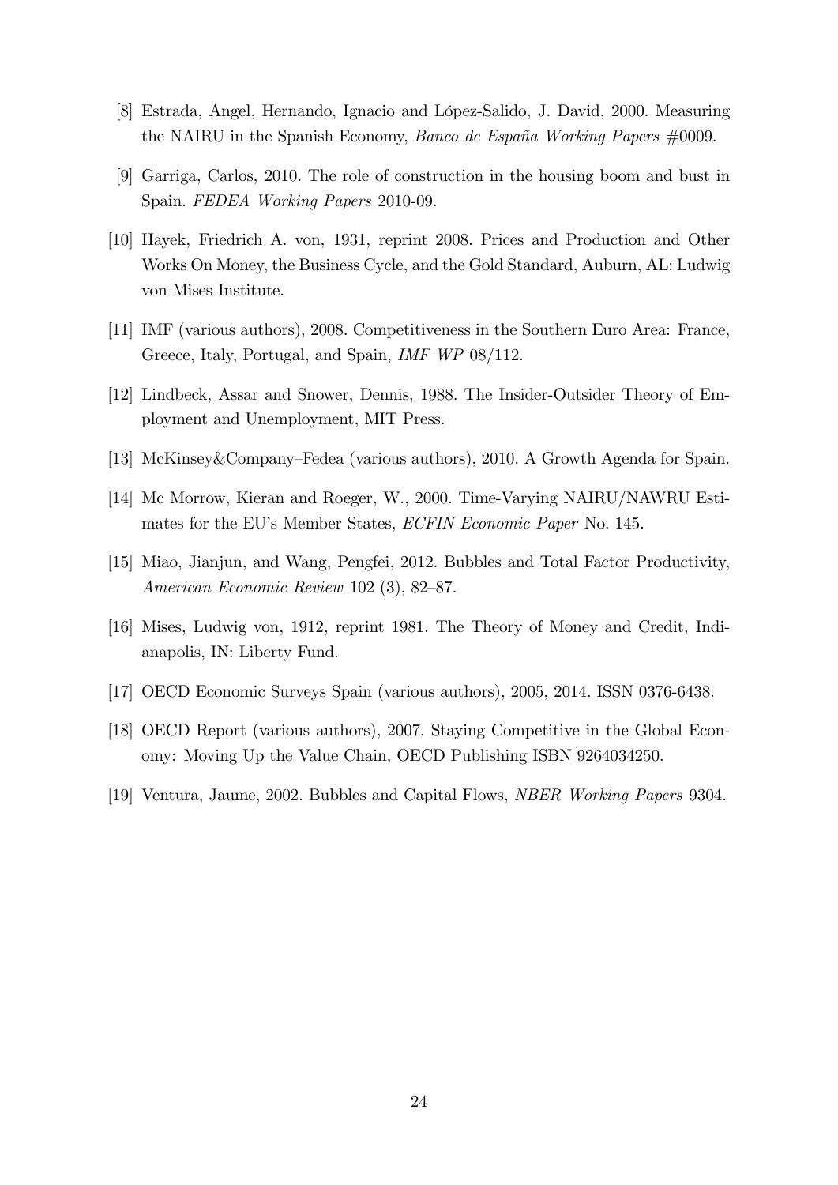[8] Estrada, Angel, Hernando, Ignacio and López-Salido, J. David, 2000. Measuring the NAIRU in the Spanish Economy, *Banco de España Working Papers* #0009.

[9] Garriga, Carlos, 2010. The role of construction in the housing boom and bust in Spain. *FEDEA Working Papers* 2010-09.

[10] Hayek, Friedrich A. von, 1931, reprint 2008. Prices and Production and Other Works On Money, the Business Cycle, and the Gold Standard, Auburn, AL: Ludwig von Mises Institute.

[11] IMF (various authors), 2008. Competitiveness in the Southern Euro Area: France, Greece, Italy, Portugal, and Spain, *IMF WP* 08/112.

[12] Lindbeck, Assar and Snower, Dennis, 1988. The Insider-Outsider Theory of Employment and Unemployment, MIT Press.

[13] McKinsey&Company–Fedea (various authors), 2010. A Growth Agenda for Spain.

[14] Mc Morrow, Kieran and Roeger, W., 2000. Time-Varying NAIRU/NAWRU Estimates for the EU's Member States, *ECFIN Economic Paper* No. 145.

[15] Miao, Jianjun, and Wang, Pengfei, 2012. Bubbles and Total Factor Productivity, *American Economic Review* 102 (3), 82–87.

[16] Mises, Ludwig von, 1912, reprint 1981. The Theory of Money and Credit, Indianapolis, IN: Liberty Fund.

[17] OECD Economic Surveys Spain (various authors), 2005, 2014. ISSN 0376-6438.

[18] OECD Report (various authors), 2007. Staying Competitive in the Global Economy: Moving Up the Value Chain, OECD Publishing ISBN 9264034250.

[19] Ventura, Jaume, 2002. Bubbles and Capital Flows, *NBER Working Papers* 9304.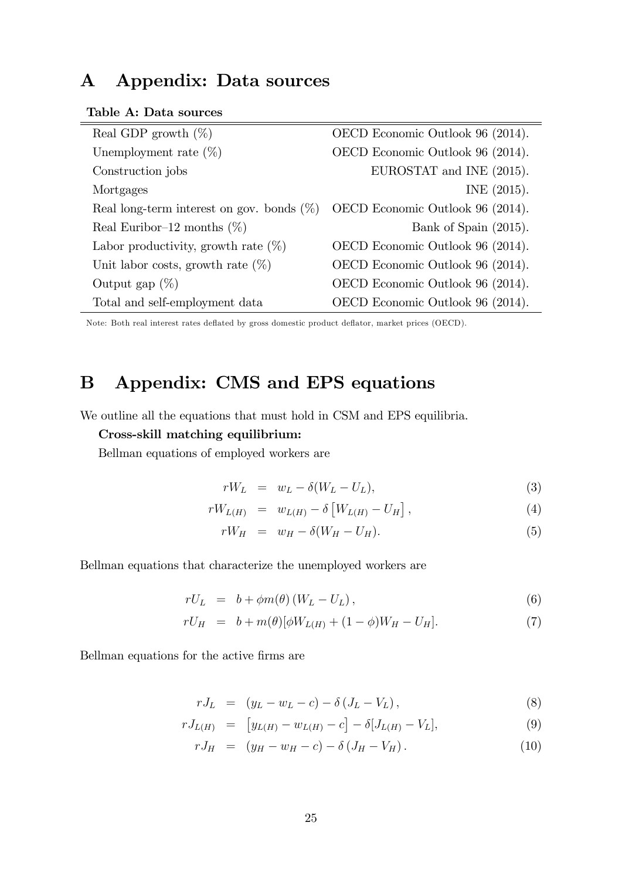# A Appendix: Data sources

**Table A: Data sources**

| | |
|---|---|
| Real GDP growth (%) | OECD Economic Outlook 96 (2014). |
| Unemployment rate (%) | OECD Economic Outlook 96 (2014). |
| Construction jobs | EUROSTAT and INE (2015). |
| Mortgages | INE (2015). |
| Real long-term interest on gov. bonds (%) | OECD Economic Outlook 96 (2014). |
| Real Euribor–12 months (%) | Bank of Spain (2015). |
| Labor productivity, growth rate (%) | OECD Economic Outlook 96 (2014). |
| Unit labor costs, growth rate (%) | OECD Economic Outlook 96 (2014). |
| Output gap (%) | OECD Economic Outlook 96 (2014). |
| Total and self-employment data | OECD Economic Outlook 96 (2014). |

Note: Both real interest rates deflated by gross domestic product deflator, market prices (OECD).

# B Appendix: CMS and EPS equations

We outline all the equations that must hold in CSM and EPS equilibria.

**Cross-skill matching equilibrium:**

Bellman equations of employed workers are

$$rW_L = w_L - \delta(W_L - U_L), \tag{3}$$

$$rW_{L(H)} = w_{L(H)} - \delta\left[W_{L(H)} - U_H\right], \tag{4}$$

$$rW_H = w_H - \delta(W_H - U_H). \tag{5}$$

Bellman equations that characterize the unemployed workers are

$$rU_L = b + \phi m(\theta)\left(W_L - U_L\right), \tag{6}$$

$$rU_H = b + m(\theta)[\phi W_{L(H)} + (1-\phi)W_H - U_H]. \tag{7}$$

Bellman equations for the active firms are

$$rJ_L = (y_L - w_L - c) - \delta\left(J_L - V_L\right), \tag{8}$$

$$rJ_{L(H)} = \left[y_{L(H)} - w_{L(H)} - c\right] - \delta[J_{L(H)} - V_L], \tag{9}$$

$$rJ_H = (y_H - w_H - c) - \delta\left(J_H - V_H\right). \tag{10}$$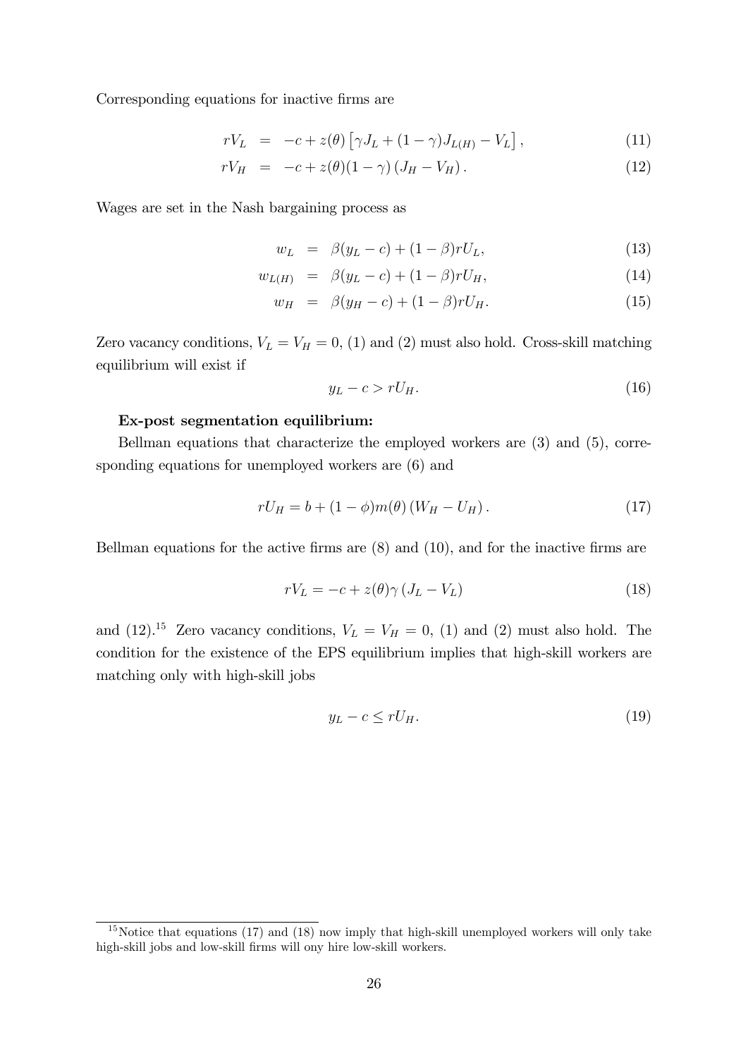Corresponding equations for inactive firms are

$$rV_L = -c + z(\theta)\left[\gamma J_L + (1-\gamma)J_{L(H)} - V_L\right], \tag{11}$$

$$rV_H = -c + z(\theta)(1-\gamma)\left(J_H - V_H\right). \tag{12}$$

Wages are set in the Nash bargaining process as

$$w_L = \beta(y_L - c) + (1-\beta)rU_L, \tag{13}$$

$$w_{L(H)} = \beta(y_L - c) + (1-\beta)rU_H, \tag{14}$$

$$w_H = \beta(y_H - c) + (1-\beta)rU_H. \tag{15}$$

Zero vacancy conditions, $V_L = V_H = 0$, (1) and (2) must also hold. Cross-skill matching equilibrium will exist if

$$y_L - c > rU_H. \tag{16}$$

**Ex-post segmentation equilibrium:**

Bellman equations that characterize the employed workers are (3) and (5), corresponding equations for unemployed workers are (6) and

$$rU_H = b + (1-\phi)m(\theta)\left(W_H - U_H\right). \tag{17}$$

Bellman equations for the active firms are (8) and (10), and for the inactive firms are

$$rV_L = -c + z(\theta)\gamma\left(J_L - V_L\right) \tag{18}$$

and (12).[15] Zero vacancy conditions, $V_L = V_H = 0$, (1) and (2) must also hold. The condition for the existence of the EPS equilibrium implies that high-skill workers are matching only with high-skill jobs

$$y_L - c \leq rU_H. \tag{19}$$

[15] Notice that equations (17) and (18) now imply that high-skill unemployed workers will only take high-skill jobs and low-skill firms will ony hire low-skill workers.